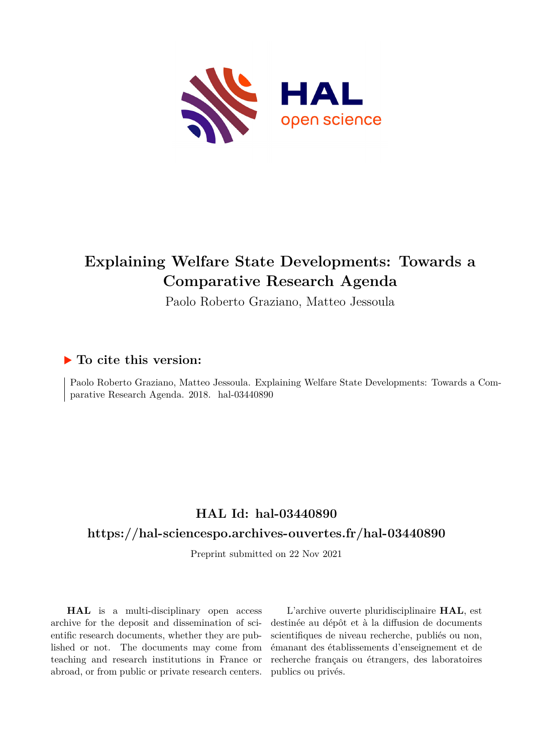# Explaining Welfare State Developments: Towards a Comparative Research Agenda

Paolo Roberto Graziano, Matteo Jessoula

## ▶ To cite this version:

Paolo Roberto Graziano, Matteo Jessoula. Explaining Welfare State Developments: Towards a Comparative Research Agenda. 2018. hal-03440890

## HAL Id: hal-03440890

## https://hal-sciencespo.archives-ouvertes.fr/hal-03440890

Preprint submitted on 22 Nov 2021

**HAL** is a multi-disciplinary open access archive for the deposit and dissemination of scientific research documents, whether they are published or not. The documents may come from teaching and research institutions in France or abroad, or from public or private research centers.

L'archive ouverte pluridisciplinaire **HAL**, est destinée au dépôt et à la diffusion de documents scientifiques de niveau recherche, publiés ou non, émanant des établissements d'enseignement et de recherche français ou étrangers, des laboratoires publics ou privés.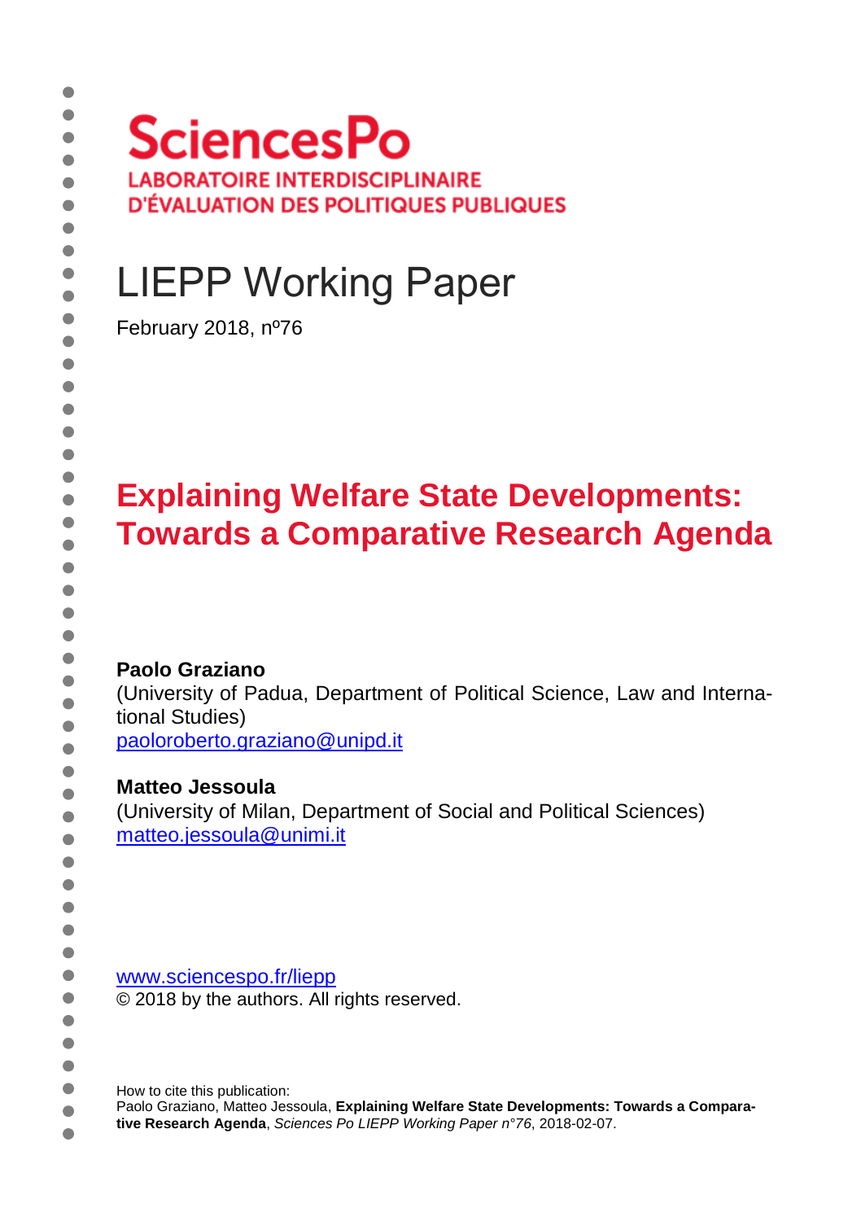SciencesPo
LABORATOIRE INTERDISCIPLINAIRE
D'ÉVALUATION DES POLITIQUES PUBLIQUES

# LIEPP Working Paper

February 2018, nº76

# Explaining Welfare State Developments: Towards a Comparative Research Agenda

**Paolo Graziano**
(University of Padua, Department of Political Science, Law and International Studies)
paoloroberto.graziano@unipd.it

**Matteo Jessoula**
(University of Milan, Department of Social and Political Sciences)
matteo.jessoula@unimi.it

www.sciencespo.fr/liepp
© 2018 by the authors. All rights reserved.

How to cite this publication:
Paolo Graziano, Matteo Jessoula, **Explaining Welfare State Developments: Towards a Comparative Research Agenda**, *Sciences Po LIEPP Working Paper n°76*, 2018-02-07.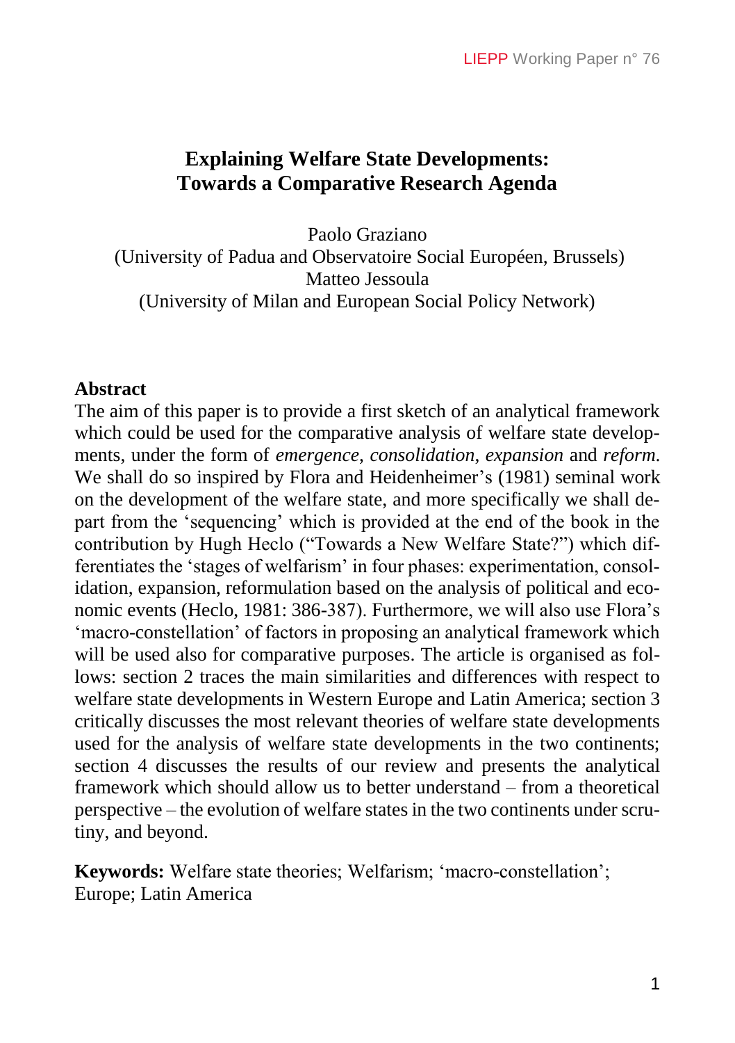# Explaining Welfare State Developments: Towards a Comparative Research Agenda

Paolo Graziano
(University of Padua and Observatoire Social Européen, Brussels)
Matteo Jessoula
(University of Milan and European Social Policy Network)

**Abstract**

The aim of this paper is to provide a first sketch of an analytical framework which could be used for the comparative analysis of welfare state developments, under the form of *emergence*, *consolidation*, *expansion* and *reform*. We shall do so inspired by Flora and Heidenheimer's (1981) seminal work on the development of the welfare state, and more specifically we shall depart from the 'sequencing' which is provided at the end of the book in the contribution by Hugh Heclo ("Towards a New Welfare State?") which differentiates the 'stages of welfarism' in four phases: experimentation, consolidation, expansion, reformulation based on the analysis of political and economic events (Heclo, 1981: 386-387). Furthermore, we will also use Flora's 'macro-constellation' of factors in proposing an analytical framework which will be used also for comparative purposes. The article is organised as follows: section 2 traces the main similarities and differences with respect to welfare state developments in Western Europe and Latin America; section 3 critically discusses the most relevant theories of welfare state developments used for the analysis of welfare state developments in the two continents; section 4 discusses the results of our review and presents the analytical framework which should allow us to better understand – from a theoretical perspective – the evolution of welfare states in the two continents under scrutiny, and beyond.

**Keywords:** Welfare state theories; Welfarism; 'macro-constellation'; Europe; Latin America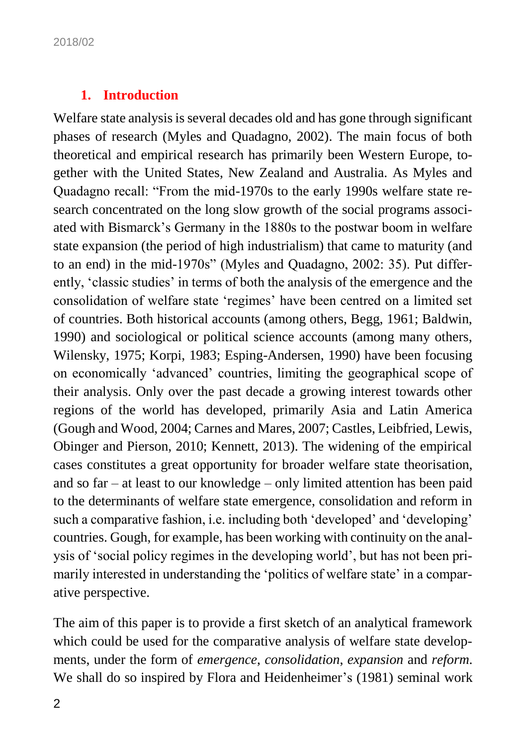## 1. Introduction

Welfare state analysis is several decades old and has gone through significant phases of research (Myles and Quadagno, 2002). The main focus of both theoretical and empirical research has primarily been Western Europe, together with the United States, New Zealand and Australia. As Myles and Quadagno recall: "From the mid-1970s to the early 1990s welfare state research concentrated on the long slow growth of the social programs associated with Bismarck's Germany in the 1880s to the postwar boom in welfare state expansion (the period of high industrialism) that came to maturity (and to an end) in the mid-1970s" (Myles and Quadagno, 2002: 35). Put differently, 'classic studies' in terms of both the analysis of the emergence and the consolidation of welfare state 'regimes' have been centred on a limited set of countries. Both historical accounts (among others, Begg, 1961; Baldwin, 1990) and sociological or political science accounts (among many others, Wilensky, 1975; Korpi, 1983; Esping-Andersen, 1990) have been focusing on economically 'advanced' countries, limiting the geographical scope of their analysis. Only over the past decade a growing interest towards other regions of the world has developed, primarily Asia and Latin America (Gough and Wood, 2004; Carnes and Mares, 2007; Castles, Leibfried, Lewis, Obinger and Pierson, 2010; Kennett, 2013). The widening of the empirical cases constitutes a great opportunity for broader welfare state theorisation, and so far – at least to our knowledge – only limited attention has been paid to the determinants of welfare state emergence, consolidation and reform in such a comparative fashion, i.e. including both 'developed' and 'developing' countries. Gough, for example, has been working with continuity on the analysis of 'social policy regimes in the developing world', but has not been primarily interested in understanding the 'politics of welfare state' in a comparative perspective.

The aim of this paper is to provide a first sketch of an analytical framework which could be used for the comparative analysis of welfare state developments, under the form of *emergence*, *consolidation*, *expansion* and *reform*. We shall do so inspired by Flora and Heidenheimer's (1981) seminal work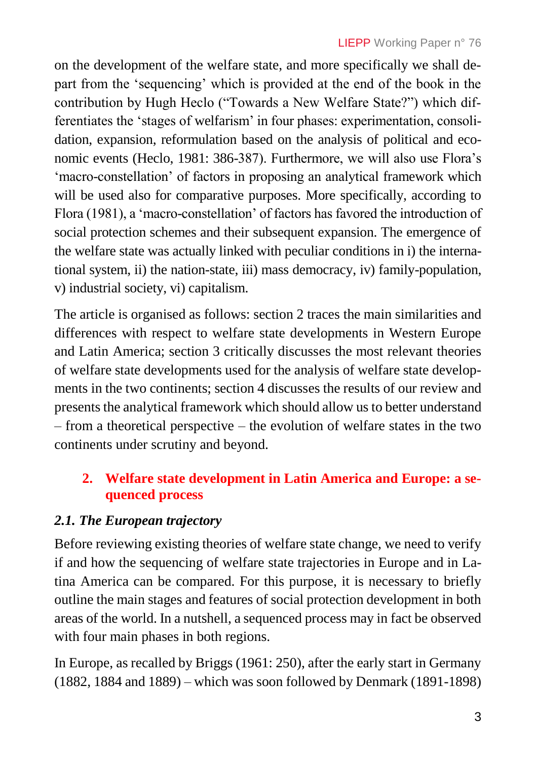on the development of the welfare state, and more specifically we shall depart from the 'sequencing' which is provided at the end of the book in the contribution by Hugh Heclo ("Towards a New Welfare State?") which differentiates the 'stages of welfarism' in four phases: experimentation, consolidation, expansion, reformulation based on the analysis of political and economic events (Heclo, 1981: 386-387). Furthermore, we will also use Flora's 'macro-constellation' of factors in proposing an analytical framework which will be used also for comparative purposes. More specifically, according to Flora (1981), a 'macro-constellation' of factors has favored the introduction of social protection schemes and their subsequent expansion. The emergence of the welfare state was actually linked with peculiar conditions in i) the international system, ii) the nation-state, iii) mass democracy, iv) family-population, v) industrial society, vi) capitalism.

The article is organised as follows: section 2 traces the main similarities and differences with respect to welfare state developments in Western Europe and Latin America; section 3 critically discusses the most relevant theories of welfare state developments used for the analysis of welfare state developments in the two continents; section 4 discusses the results of our review and presents the analytical framework which should allow us to better understand – from a theoretical perspective – the evolution of welfare states in the two continents under scrutiny and beyond.

## 2. Welfare state development in Latin America and Europe: a sequenced process

### *2.1. The European trajectory*

Before reviewing existing theories of welfare state change, we need to verify if and how the sequencing of welfare state trajectories in Europe and in Latina America can be compared. For this purpose, it is necessary to briefly outline the main stages and features of social protection development in both areas of the world. In a nutshell, a sequenced process may in fact be observed with four main phases in both regions.

In Europe, as recalled by Briggs (1961: 250), after the early start in Germany (1882, 1884 and 1889) – which was soon followed by Denmark (1891-1898)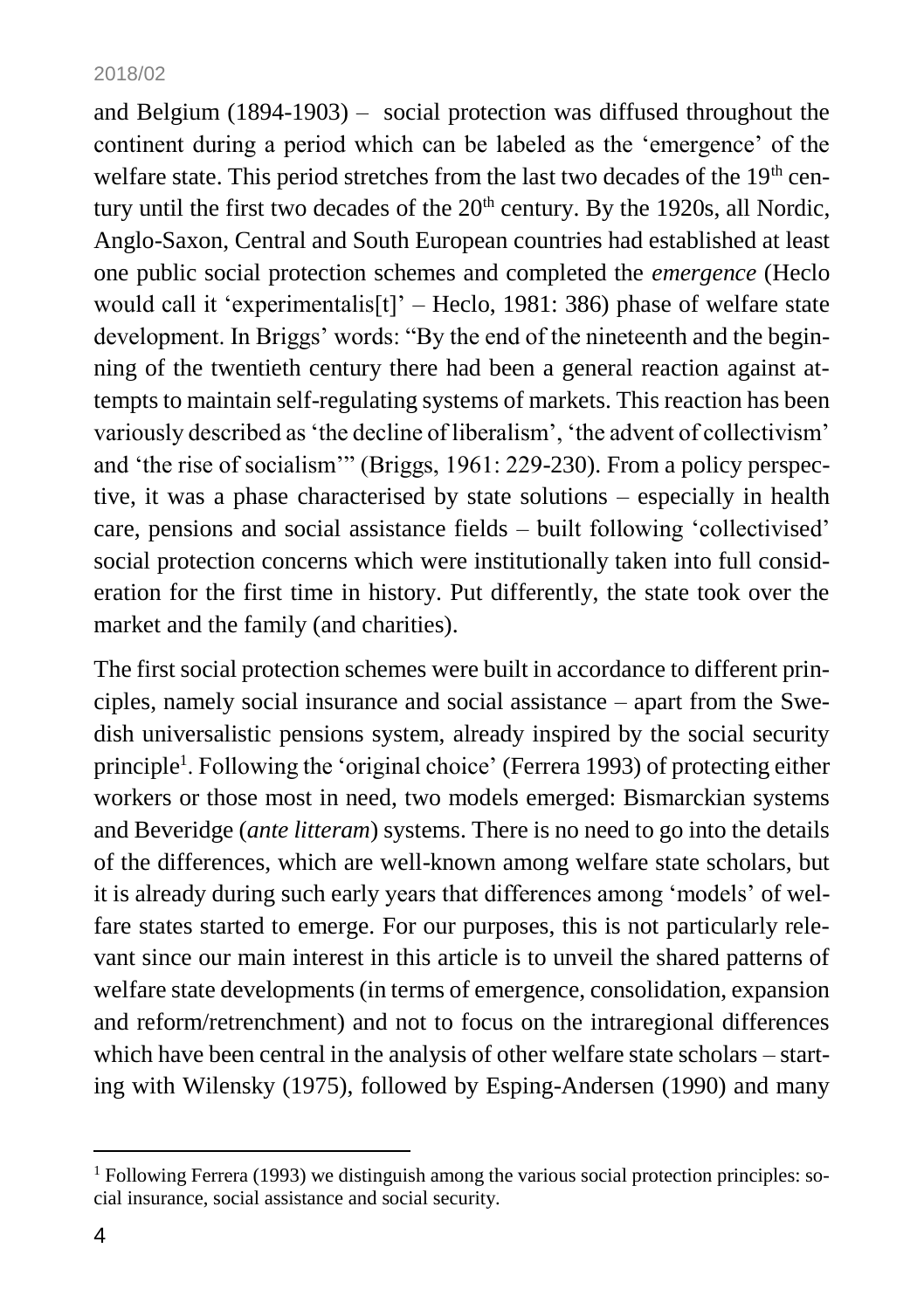and Belgium (1894-1903) – social protection was diffused throughout the continent during a period which can be labeled as the 'emergence' of the welfare state. This period stretches from the last two decades of the 19th century until the first two decades of the 20th century. By the 1920s, all Nordic, Anglo-Saxon, Central and South European countries had established at least one public social protection schemes and completed the *emergence* (Heclo would call it 'experimentalis[t]' – Heclo, 1981: 386) phase of welfare state development. In Briggs' words: "By the end of the nineteenth and the beginning of the twentieth century there had been a general reaction against attempts to maintain self-regulating systems of markets. This reaction has been variously described as 'the decline of liberalism', 'the advent of collectivism' and 'the rise of socialism'" (Briggs, 1961: 229-230). From a policy perspective, it was a phase characterised by state solutions – especially in health care, pensions and social assistance fields – built following 'collectivised' social protection concerns which were institutionally taken into full consideration for the first time in history. Put differently, the state took over the market and the family (and charities).

The first social protection schemes were built in accordance to different principles, namely social insurance and social assistance – apart from the Swedish universalistic pensions system, already inspired by the social security principle[1]. Following the 'original choice' (Ferrera 1993) of protecting either workers or those most in need, two models emerged: Bismarckian systems and Beveridge (*ante litteram*) systems. There is no need to go into the details of the differences, which are well-known among welfare state scholars, but it is already during such early years that differences among 'models' of welfare states started to emerge. For our purposes, this is not particularly relevant since our main interest in this article is to unveil the shared patterns of welfare state developments (in terms of emergence, consolidation, expansion and reform/retrenchment) and not to focus on the intraregional differences which have been central in the analysis of other welfare state scholars – starting with Wilensky (1975), followed by Esping-Andersen (1990) and many

[1] Following Ferrera (1993) we distinguish among the various social protection principles: social insurance, social assistance and social security.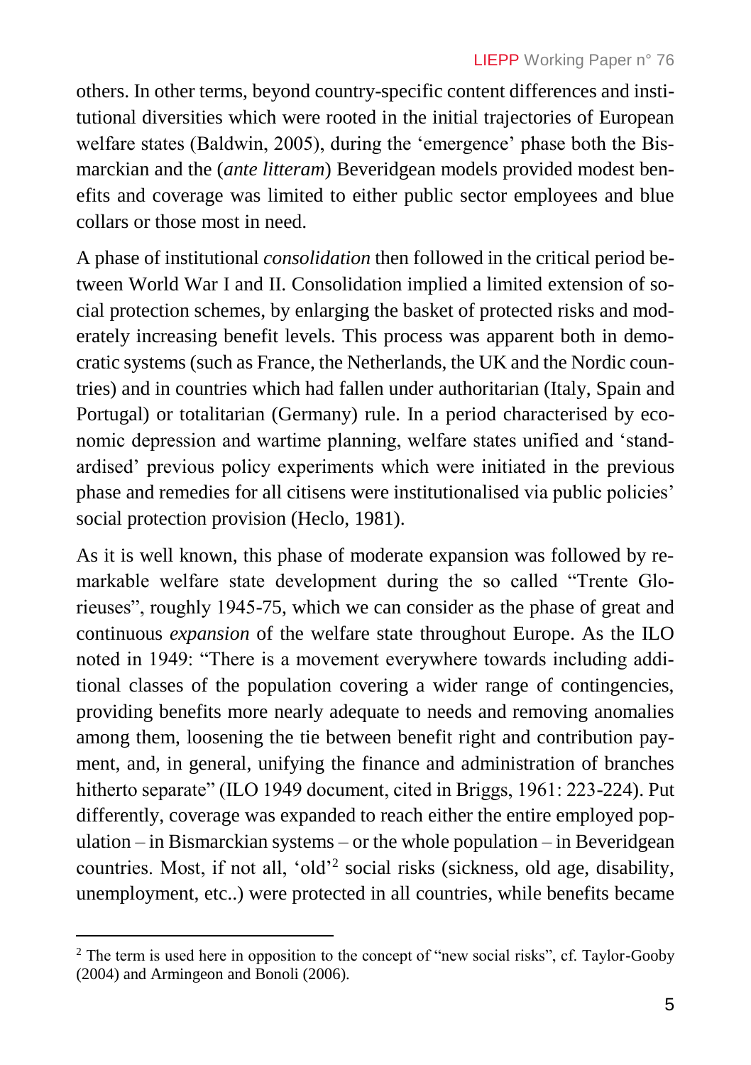others. In other terms, beyond country-specific content differences and institutional diversities which were rooted in the initial trajectories of European welfare states (Baldwin, 2005), during the 'emergence' phase both the Bismarckian and the (*ante litteram*) Beveridgean models provided modest benefits and coverage was limited to either public sector employees and blue collars or those most in need.

A phase of institutional *consolidation* then followed in the critical period between World War I and II. Consolidation implied a limited extension of social protection schemes, by enlarging the basket of protected risks and moderately increasing benefit levels. This process was apparent both in democratic systems (such as France, the Netherlands, the UK and the Nordic countries) and in countries which had fallen under authoritarian (Italy, Spain and Portugal) or totalitarian (Germany) rule. In a period characterised by economic depression and wartime planning, welfare states unified and 'standardised' previous policy experiments which were initiated in the previous phase and remedies for all citisens were institutionalised via public policies' social protection provision (Heclo, 1981).

As it is well known, this phase of moderate expansion was followed by remarkable welfare state development during the so called "Trente Glorieuses", roughly 1945-75, which we can consider as the phase of great and continuous *expansion* of the welfare state throughout Europe. As the ILO noted in 1949: "There is a movement everywhere towards including additional classes of the population covering a wider range of contingencies, providing benefits more nearly adequate to needs and removing anomalies among them, loosening the tie between benefit right and contribution payment, and, in general, unifying the finance and administration of branches hitherto separate" (ILO 1949 document, cited in Briggs, 1961: 223-224). Put differently, coverage was expanded to reach either the entire employed population – in Bismarckian systems – or the whole population – in Beveridgean countries. Most, if not all, 'old'[2] social risks (sickness, old age, disability, unemployment, etc..) were protected in all countries, while benefits became

[2] The term is used here in opposition to the concept of "new social risks", cf. Taylor-Gooby (2004) and Armingeon and Bonoli (2006).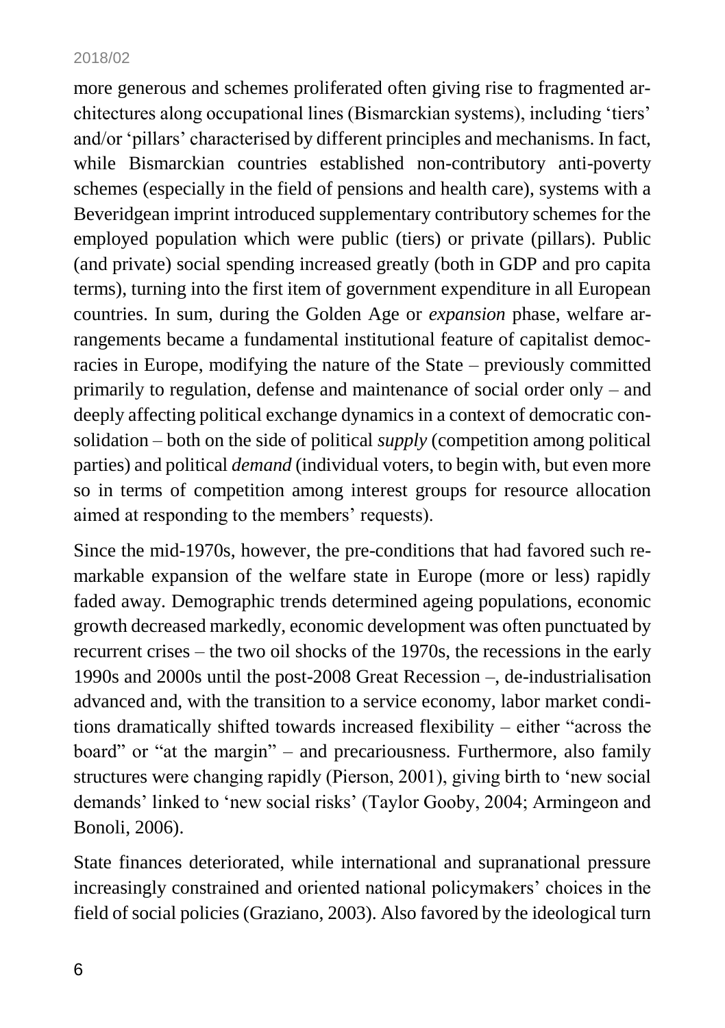more generous and schemes proliferated often giving rise to fragmented architectures along occupational lines (Bismarckian systems), including 'tiers' and/or 'pillars' characterised by different principles and mechanisms. In fact, while Bismarckian countries established non-contributory anti-poverty schemes (especially in the field of pensions and health care), systems with a Beveridgean imprint introduced supplementary contributory schemes for the employed population which were public (tiers) or private (pillars). Public (and private) social spending increased greatly (both in GDP and pro capita terms), turning into the first item of government expenditure in all European countries. In sum, during the Golden Age or *expansion* phase, welfare arrangements became a fundamental institutional feature of capitalist democracies in Europe, modifying the nature of the State – previously committed primarily to regulation, defense and maintenance of social order only – and deeply affecting political exchange dynamics in a context of democratic consolidation – both on the side of political *supply* (competition among political parties) and political *demand* (individual voters, to begin with, but even more so in terms of competition among interest groups for resource allocation aimed at responding to the members' requests).

Since the mid-1970s, however, the pre-conditions that had favored such remarkable expansion of the welfare state in Europe (more or less) rapidly faded away. Demographic trends determined ageing populations, economic growth decreased markedly, economic development was often punctuated by recurrent crises – the two oil shocks of the 1970s, the recessions in the early 1990s and 2000s until the post-2008 Great Recession –, de-industrialisation advanced and, with the transition to a service economy, labor market conditions dramatically shifted towards increased flexibility – either "across the board" or "at the margin" – and precariousness. Furthermore, also family structures were changing rapidly (Pierson, 2001), giving birth to 'new social demands' linked to 'new social risks' (Taylor Gooby, 2004; Armingeon and Bonoli, 2006).

State finances deteriorated, while international and supranational pressure increasingly constrained and oriented national policymakers' choices in the field of social policies (Graziano, 2003). Also favored by the ideological turn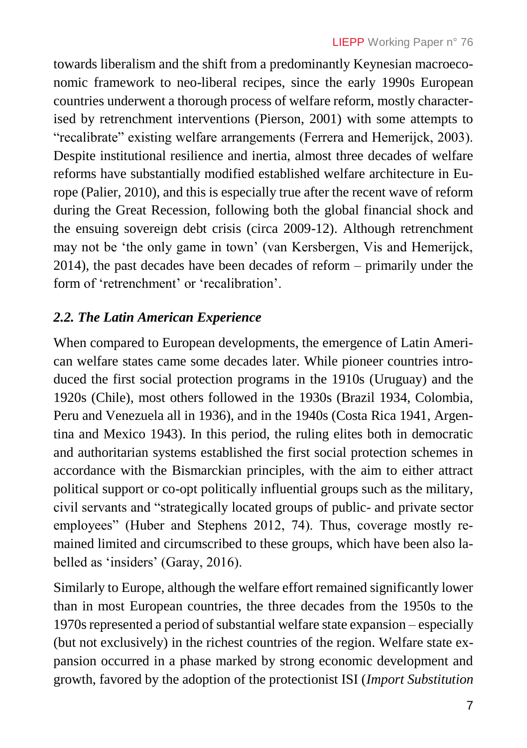towards liberalism and the shift from a predominantly Keynesian macroeconomic framework to neo-liberal recipes, since the early 1990s European countries underwent a thorough process of welfare reform, mostly characterised by retrenchment interventions (Pierson, 2001) with some attempts to “recalibrate” existing welfare arrangements (Ferrera and Hemerijck, 2003). Despite institutional resilience and inertia, almost three decades of welfare reforms have substantially modified established welfare architecture in Europe (Palier, 2010), and this is especially true after the recent wave of reform during the Great Recession, following both the global financial shock and the ensuing sovereign debt crisis (circa 2009-12). Although retrenchment may not be ‘the only game in town’ (van Kersbergen, Vis and Hemerijck, 2014), the past decades have been decades of reform – primarily under the form of ‘retrenchment’ or ‘recalibration’.

### *2.2. The Latin American Experience*

When compared to European developments, the emergence of Latin American welfare states came some decades later. While pioneer countries introduced the first social protection programs in the 1910s (Uruguay) and the 1920s (Chile), most others followed in the 1930s (Brazil 1934, Colombia, Peru and Venezuela all in 1936), and in the 1940s (Costa Rica 1941, Argentina and Mexico 1943). In this period, the ruling elites both in democratic and authoritarian systems established the first social protection schemes in accordance with the Bismarckian principles, with the aim to either attract political support or co-opt politically influential groups such as the military, civil servants and “strategically located groups of public- and private sector employees” (Huber and Stephens 2012, 74). Thus, coverage mostly remained limited and circumscribed to these groups, which have been also labelled as ‘insiders’ (Garay, 2016).

Similarly to Europe, although the welfare effort remained significantly lower than in most European countries, the three decades from the 1950s to the 1970s represented a period of substantial welfare state expansion – especially (but not exclusively) in the richest countries of the region. Welfare state expansion occurred in a phase marked by strong economic development and growth, favored by the adoption of the protectionist ISI (*Import Substitution*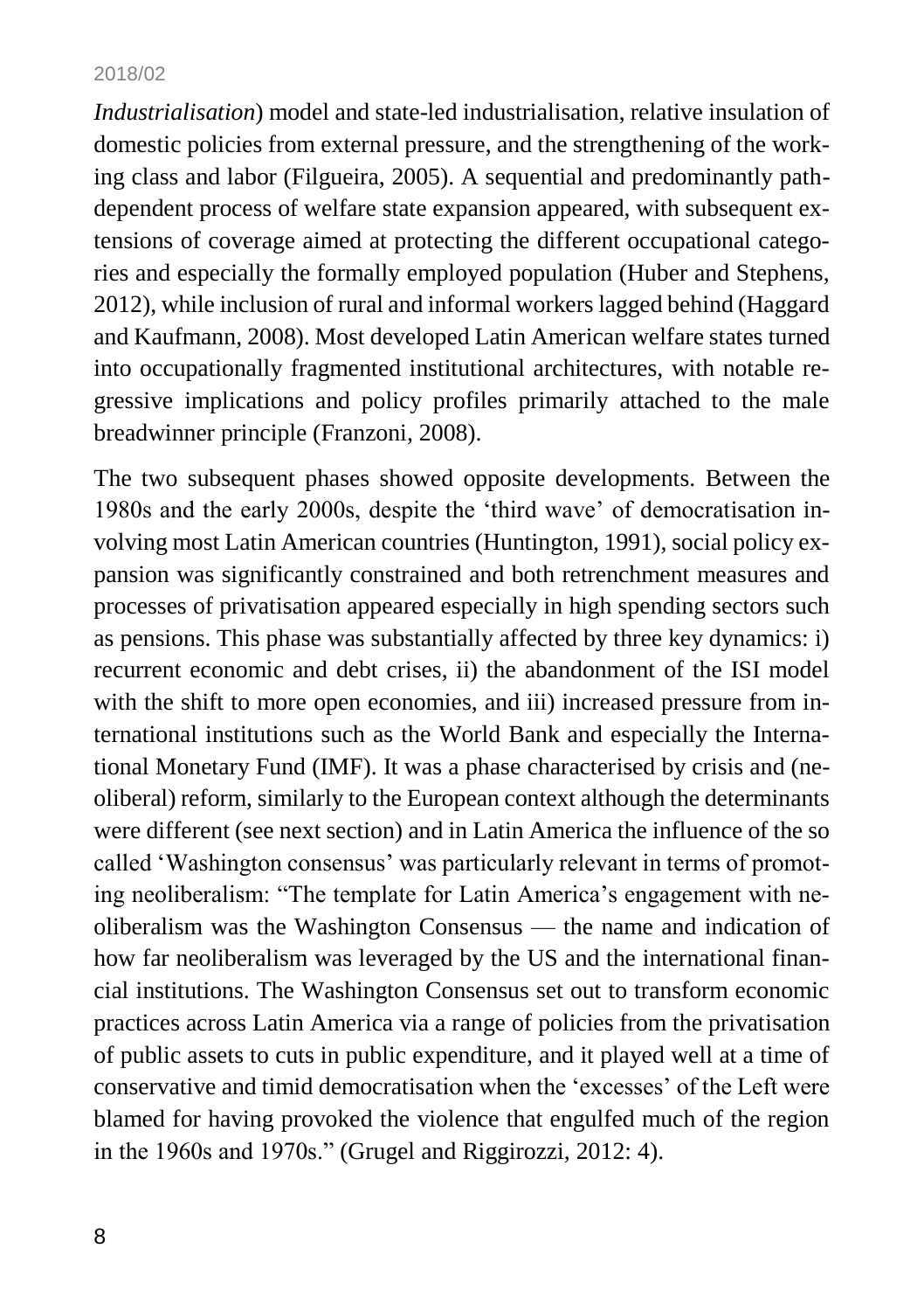*Industrialisation*) model and state-led industrialisation, relative insulation of domestic policies from external pressure, and the strengthening of the working class and labor (Filgueira, 2005). A sequential and predominantly path-dependent process of welfare state expansion appeared, with subsequent extensions of coverage aimed at protecting the different occupational categories and especially the formally employed population (Huber and Stephens, 2012), while inclusion of rural and informal workers lagged behind (Haggard and Kaufmann, 2008). Most developed Latin American welfare states turned into occupationally fragmented institutional architectures, with notable regressive implications and policy profiles primarily attached to the male breadwinner principle (Franzoni, 2008).

The two subsequent phases showed opposite developments. Between the 1980s and the early 2000s, despite the 'third wave' of democratisation involving most Latin American countries (Huntington, 1991), social policy expansion was significantly constrained and both retrenchment measures and processes of privatisation appeared especially in high spending sectors such as pensions. This phase was substantially affected by three key dynamics: i) recurrent economic and debt crises, ii) the abandonment of the ISI model with the shift to more open economies, and iii) increased pressure from international institutions such as the World Bank and especially the International Monetary Fund (IMF). It was a phase characterised by crisis and (neoliberal) reform, similarly to the European context although the determinants were different (see next section) and in Latin America the influence of the so called 'Washington consensus' was particularly relevant in terms of promoting neoliberalism: "The template for Latin America's engagement with neoliberalism was the Washington Consensus — the name and indication of how far neoliberalism was leveraged by the US and the international financial institutions. The Washington Consensus set out to transform economic practices across Latin America via a range of policies from the privatisation of public assets to cuts in public expenditure, and it played well at a time of conservative and timid democratisation when the 'excesses' of the Left were blamed for having provoked the violence that engulfed much of the region in the 1960s and 1970s." (Grugel and Riggirozzi, 2012: 4).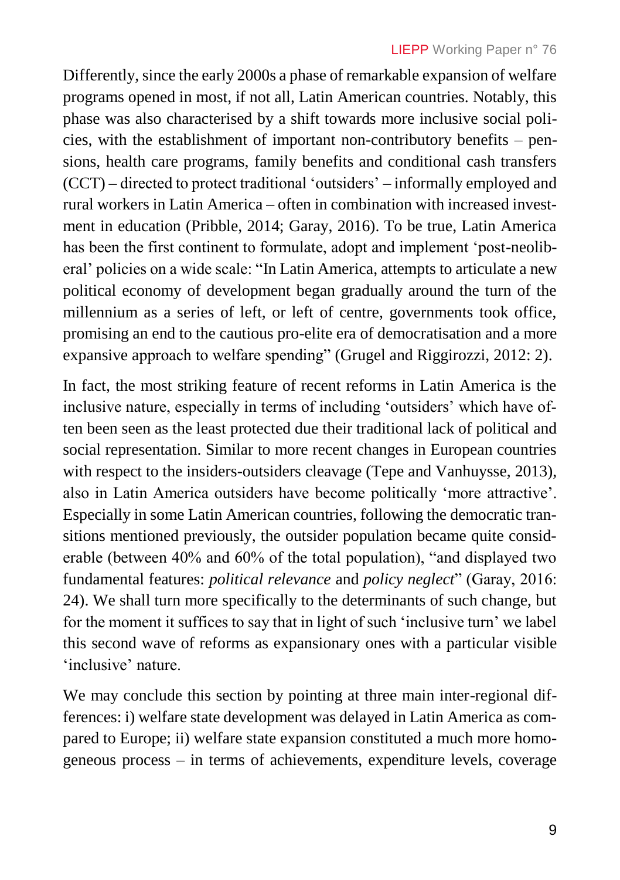Differently, since the early 2000s a phase of remarkable expansion of welfare programs opened in most, if not all, Latin American countries. Notably, this phase was also characterised by a shift towards more inclusive social policies, with the establishment of important non-contributory benefits – pensions, health care programs, family benefits and conditional cash transfers (CCT) – directed to protect traditional 'outsiders' – informally employed and rural workers in Latin America – often in combination with increased investment in education (Pribble, 2014; Garay, 2016). To be true, Latin America has been the first continent to formulate, adopt and implement 'post-neoliberal' policies on a wide scale: "In Latin America, attempts to articulate a new political economy of development began gradually around the turn of the millennium as a series of left, or left of centre, governments took office, promising an end to the cautious pro-elite era of democratisation and a more expansive approach to welfare spending" (Grugel and Riggirozzi, 2012: 2).

In fact, the most striking feature of recent reforms in Latin America is the inclusive nature, especially in terms of including 'outsiders' which have often been seen as the least protected due their traditional lack of political and social representation. Similar to more recent changes in European countries with respect to the insiders-outsiders cleavage (Tepe and Vanhuysse, 2013), also in Latin America outsiders have become politically 'more attractive'. Especially in some Latin American countries, following the democratic transitions mentioned previously, the outsider population became quite considerable (between 40% and 60% of the total population), "and displayed two fundamental features: *political relevance* and *policy neglect*" (Garay, 2016: 24). We shall turn more specifically to the determinants of such change, but for the moment it suffices to say that in light of such 'inclusive turn' we label this second wave of reforms as expansionary ones with a particular visible 'inclusive' nature.

We may conclude this section by pointing at three main inter-regional differences: i) welfare state development was delayed in Latin America as compared to Europe; ii) welfare state expansion constituted a much more homogeneous process – in terms of achievements, expenditure levels, coverage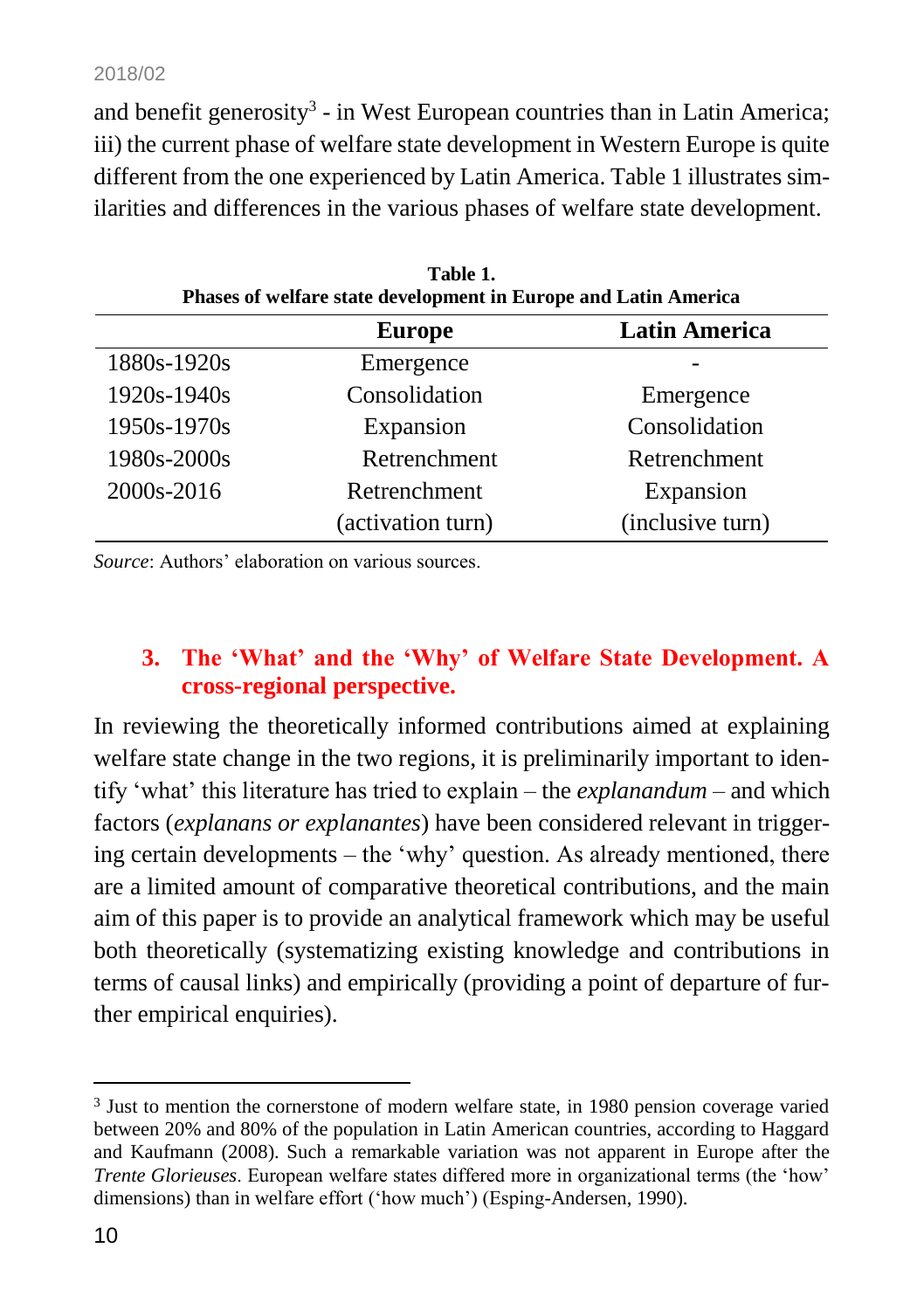and benefit generosity[3] - in West European countries than in Latin America; iii) the current phase of welfare state development in Western Europe is quite different from the one experienced by Latin America. Table 1 illustrates similarities and differences in the various phases of welfare state development.

**Table 1.**
**Phases of welfare state development in Europe and Latin America**

| | Europe | Latin America |
|---|---|---|
| 1880s-1920s | Emergence | - |
| 1920s-1940s | Consolidation | Emergence |
| 1950s-1970s | Expansion | Consolidation |
| 1980s-2000s | Retrenchment | Retrenchment |
| 2000s-2016 | Retrenchment (activation turn) | Expansion (inclusive turn) |

*Source*: Authors' elaboration on various sources.

## 3. The 'What' and the 'Why' of Welfare State Development. A cross-regional perspective.

In reviewing the theoretically informed contributions aimed at explaining welfare state change in the two regions, it is preliminarily important to identify 'what' this literature has tried to explain – the *explanandum* – and which factors (*explanans or explanantes*) have been considered relevant in triggering certain developments – the 'why' question. As already mentioned, there are a limited amount of comparative theoretical contributions, and the main aim of this paper is to provide an analytical framework which may be useful both theoretically (systematizing existing knowledge and contributions in terms of causal links) and empirically (providing a point of departure of further empirical enquiries).

[3] Just to mention the cornerstone of modern welfare state, in 1980 pension coverage varied between 20% and 80% of the population in Latin American countries, according to Haggard and Kaufmann (2008). Such a remarkable variation was not apparent in Europe after the *Trente Glorieuses*. European welfare states differed more in organizational terms (the 'how' dimensions) than in welfare effort ('how much') (Esping-Andersen, 1990).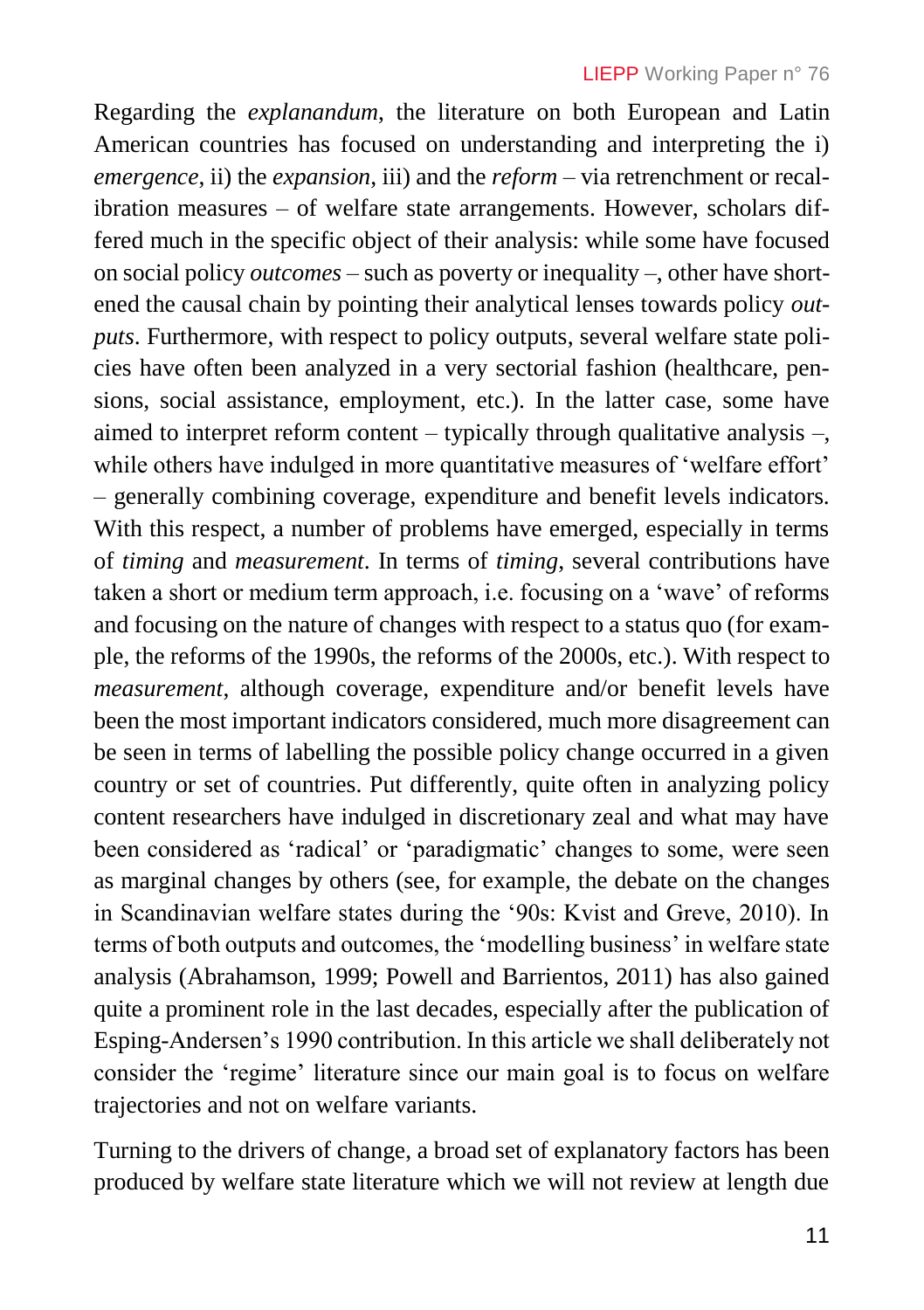Regarding the *explanandum*, the literature on both European and Latin American countries has focused on understanding and interpreting the i) *emergence*, ii) the *expansion*, iii) and the *reform* – via retrenchment or recalibration measures – of welfare state arrangements. However, scholars differed much in the specific object of their analysis: while some have focused on social policy *outcomes* – such as poverty or inequality –, other have shortened the causal chain by pointing their analytical lenses towards policy *outputs*. Furthermore, with respect to policy outputs, several welfare state policies have often been analyzed in a very sectorial fashion (healthcare, pensions, social assistance, employment, etc.). In the latter case, some have aimed to interpret reform content – typically through qualitative analysis –, while others have indulged in more quantitative measures of 'welfare effort' – generally combining coverage, expenditure and benefit levels indicators. With this respect, a number of problems have emerged, especially in terms of *timing* and *measurement*. In terms of *timing*, several contributions have taken a short or medium term approach, i.e. focusing on a 'wave' of reforms and focusing on the nature of changes with respect to a status quo (for example, the reforms of the 1990s, the reforms of the 2000s, etc.). With respect to *measurement*, although coverage, expenditure and/or benefit levels have been the most important indicators considered, much more disagreement can be seen in terms of labelling the possible policy change occurred in a given country or set of countries. Put differently, quite often in analyzing policy content researchers have indulged in discretionary zeal and what may have been considered as 'radical' or 'paradigmatic' changes to some, were seen as marginal changes by others (see, for example, the debate on the changes in Scandinavian welfare states during the '90s: Kvist and Greve, 2010). In terms of both outputs and outcomes, the 'modelling business' in welfare state analysis (Abrahamson, 1999; Powell and Barrientos, 2011) has also gained quite a prominent role in the last decades, especially after the publication of Esping-Andersen's 1990 contribution. In this article we shall deliberately not consider the 'regime' literature since our main goal is to focus on welfare trajectories and not on welfare variants.

Turning to the drivers of change, a broad set of explanatory factors has been produced by welfare state literature which we will not review at length due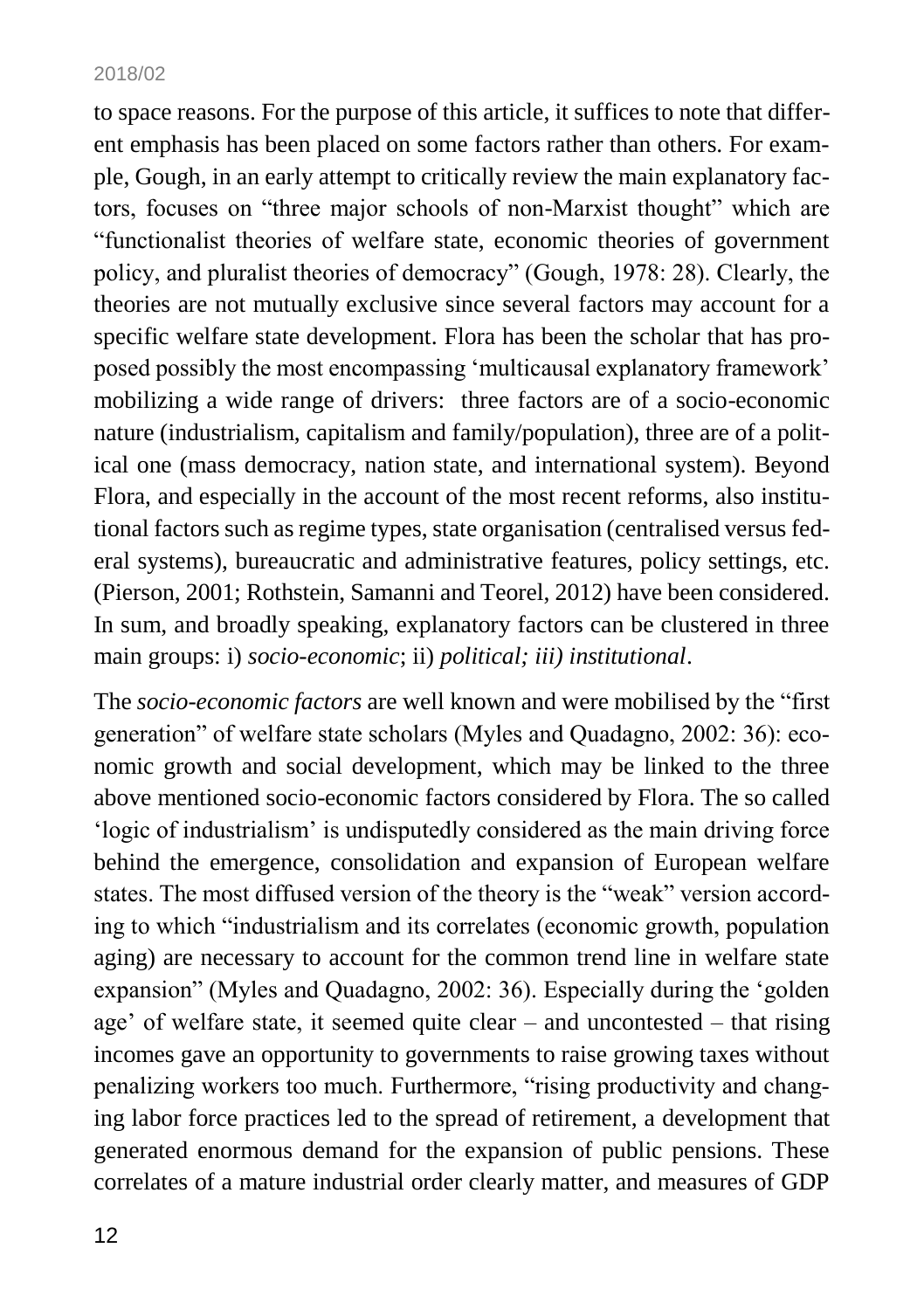to space reasons. For the purpose of this article, it suffices to note that different emphasis has been placed on some factors rather than others. For example, Gough, in an early attempt to critically review the main explanatory factors, focuses on "three major schools of non-Marxist thought" which are "functionalist theories of welfare state, economic theories of government policy, and pluralist theories of democracy" (Gough, 1978: 28). Clearly, the theories are not mutually exclusive since several factors may account for a specific welfare state development. Flora has been the scholar that has proposed possibly the most encompassing 'multicausal explanatory framework' mobilizing a wide range of drivers: three factors are of a socio-economic nature (industrialism, capitalism and family/population), three are of a political one (mass democracy, nation state, and international system). Beyond Flora, and especially in the account of the most recent reforms, also institutional factors such as regime types, state organisation (centralised versus federal systems), bureaucratic and administrative features, policy settings, etc. (Pierson, 2001; Rothstein, Samanni and Teorel, 2012) have been considered. In sum, and broadly speaking, explanatory factors can be clustered in three main groups: i) *socio-economic*; ii) *political; iii) institutional*.

The *socio-economic factors* are well known and were mobilised by the "first generation" of welfare state scholars (Myles and Quadagno, 2002: 36): economic growth and social development, which may be linked to the three above mentioned socio-economic factors considered by Flora. The so called 'logic of industrialism' is undisputedly considered as the main driving force behind the emergence, consolidation and expansion of European welfare states. The most diffused version of the theory is the "weak" version according to which "industrialism and its correlates (economic growth, population aging) are necessary to account for the common trend line in welfare state expansion" (Myles and Quadagno, 2002: 36). Especially during the 'golden age' of welfare state, it seemed quite clear – and uncontested – that rising incomes gave an opportunity to governments to raise growing taxes without penalizing workers too much. Furthermore, "rising productivity and changing labor force practices led to the spread of retirement, a development that generated enormous demand for the expansion of public pensions. These correlates of a mature industrial order clearly matter, and measures of GDP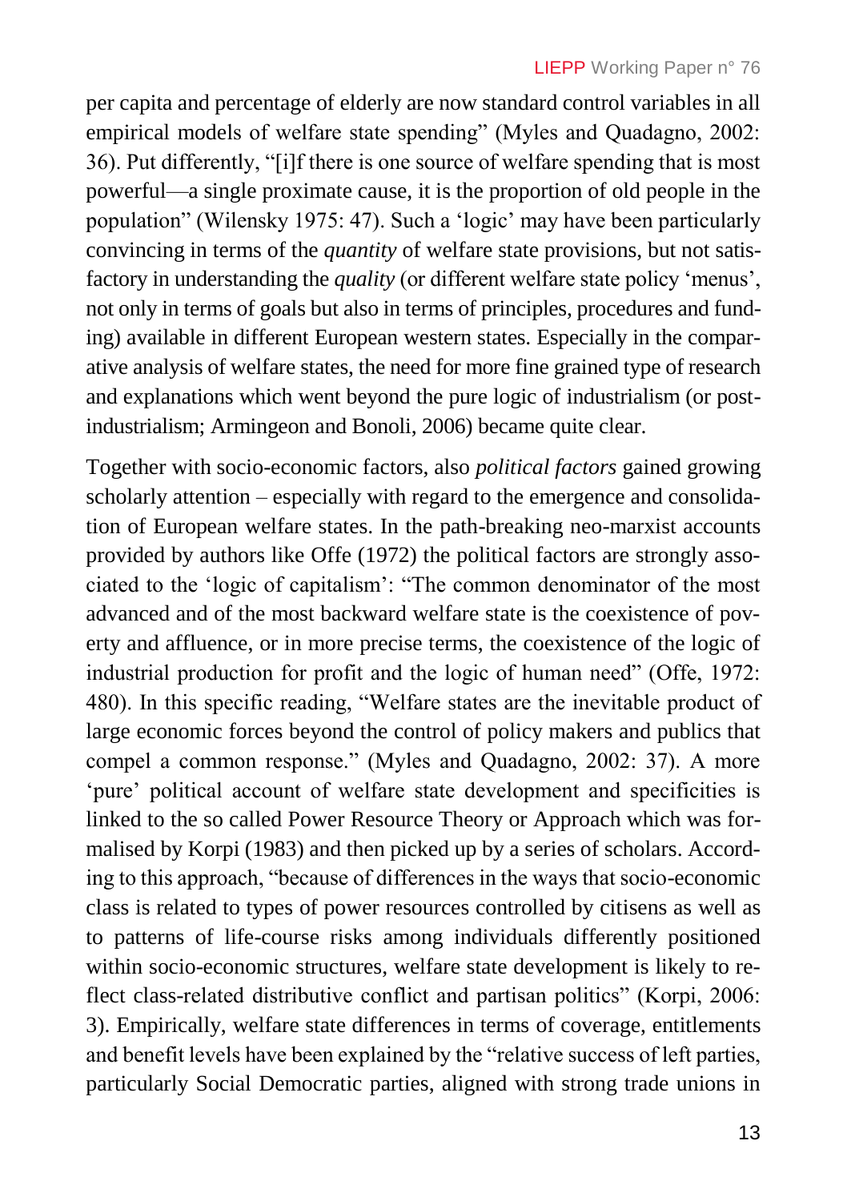per capita and percentage of elderly are now standard control variables in all empirical models of welfare state spending" (Myles and Quadagno, 2002: 36). Put differently, "[i]f there is one source of welfare spending that is most powerful—a single proximate cause, it is the proportion of old people in the population" (Wilensky 1975: 47). Such a 'logic' may have been particularly convincing in terms of the *quantity* of welfare state provisions, but not satisfactory in understanding the *quality* (or different welfare state policy 'menus', not only in terms of goals but also in terms of principles, procedures and funding) available in different European western states. Especially in the comparative analysis of welfare states, the need for more fine grained type of research and explanations which went beyond the pure logic of industrialism (or post-industrialism; Armingeon and Bonoli, 2006) became quite clear.

Together with socio-economic factors, also *political factors* gained growing scholarly attention – especially with regard to the emergence and consolidation of European welfare states. In the path-breaking neo-marxist accounts provided by authors like Offe (1972) the political factors are strongly associated to the 'logic of capitalism': "The common denominator of the most advanced and of the most backward welfare state is the coexistence of poverty and affluence, or in more precise terms, the coexistence of the logic of industrial production for profit and the logic of human need" (Offe, 1972: 480). In this specific reading, "Welfare states are the inevitable product of large economic forces beyond the control of policy makers and publics that compel a common response." (Myles and Quadagno, 2002: 37). A more 'pure' political account of welfare state development and specificities is linked to the so called Power Resource Theory or Approach which was formalised by Korpi (1983) and then picked up by a series of scholars. According to this approach, "because of differences in the ways that socio-economic class is related to types of power resources controlled by citisens as well as to patterns of life-course risks among individuals differently positioned within socio-economic structures, welfare state development is likely to reflect class-related distributive conflict and partisan politics" (Korpi, 2006: 3). Empirically, welfare state differences in terms of coverage, entitlements and benefit levels have been explained by the "relative success of left parties, particularly Social Democratic parties, aligned with strong trade unions in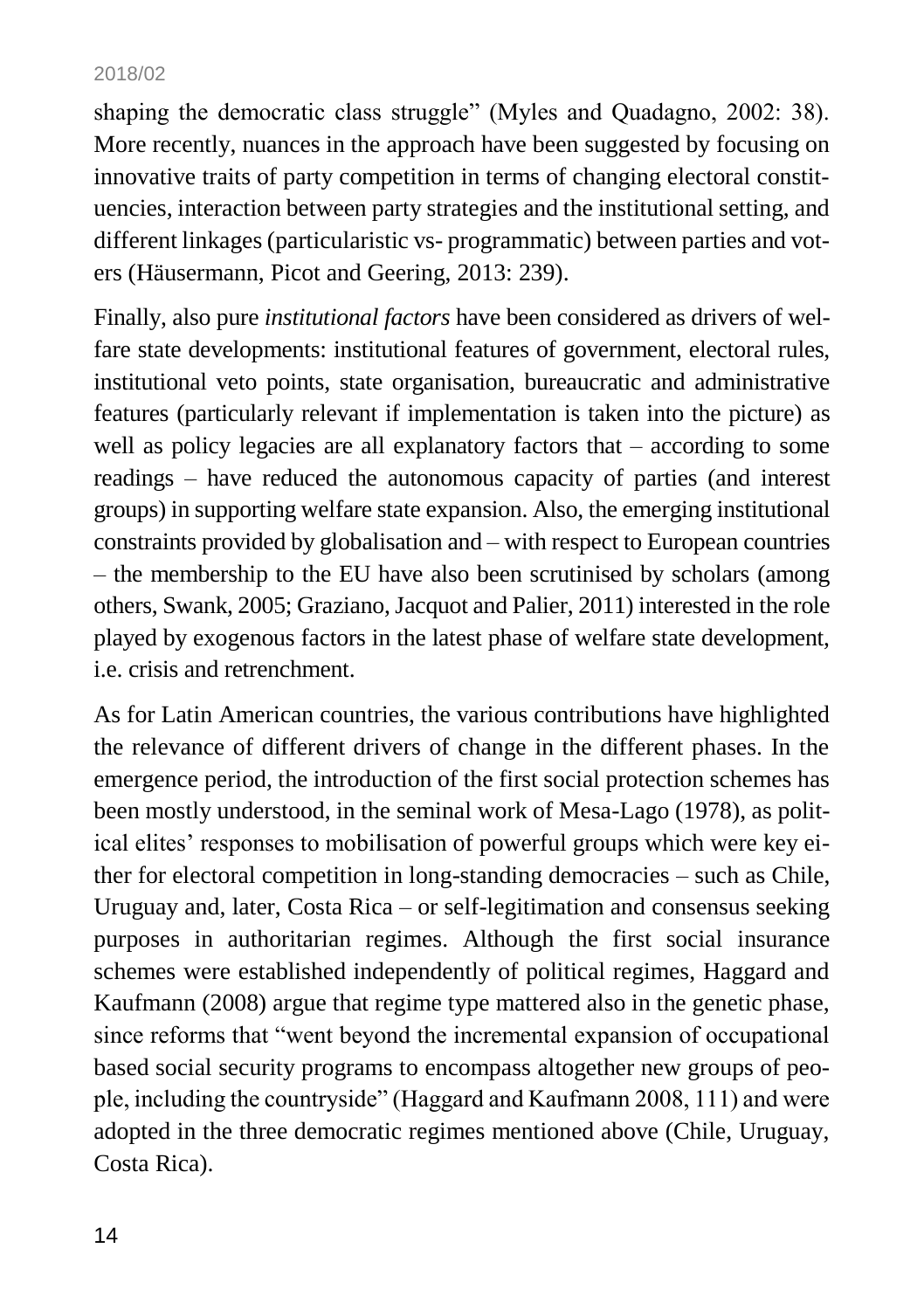shaping the democratic class struggle" (Myles and Quadagno, 2002: 38). More recently, nuances in the approach have been suggested by focusing on innovative traits of party competition in terms of changing electoral constituencies, interaction between party strategies and the institutional setting, and different linkages (particularistic vs- programmatic) between parties and voters (Häusermann, Picot and Geering, 2013: 239).

Finally, also pure *institutional factors* have been considered as drivers of welfare state developments: institutional features of government, electoral rules, institutional veto points, state organisation, bureaucratic and administrative features (particularly relevant if implementation is taken into the picture) as well as policy legacies are all explanatory factors that – according to some readings – have reduced the autonomous capacity of parties (and interest groups) in supporting welfare state expansion. Also, the emerging institutional constraints provided by globalisation and – with respect to European countries – the membership to the EU have also been scrutinised by scholars (among others, Swank, 2005; Graziano, Jacquot and Palier, 2011) interested in the role played by exogenous factors in the latest phase of welfare state development, i.e. crisis and retrenchment.

As for Latin American countries, the various contributions have highlighted the relevance of different drivers of change in the different phases. In the emergence period, the introduction of the first social protection schemes has been mostly understood, in the seminal work of Mesa-Lago (1978), as political elites' responses to mobilisation of powerful groups which were key either for electoral competition in long-standing democracies – such as Chile, Uruguay and, later, Costa Rica – or self-legitimation and consensus seeking purposes in authoritarian regimes. Although the first social insurance schemes were established independently of political regimes, Haggard and Kaufmann (2008) argue that regime type mattered also in the genetic phase, since reforms that "went beyond the incremental expansion of occupational based social security programs to encompass altogether new groups of people, including the countryside" (Haggard and Kaufmann 2008, 111) and were adopted in the three democratic regimes mentioned above (Chile, Uruguay, Costa Rica).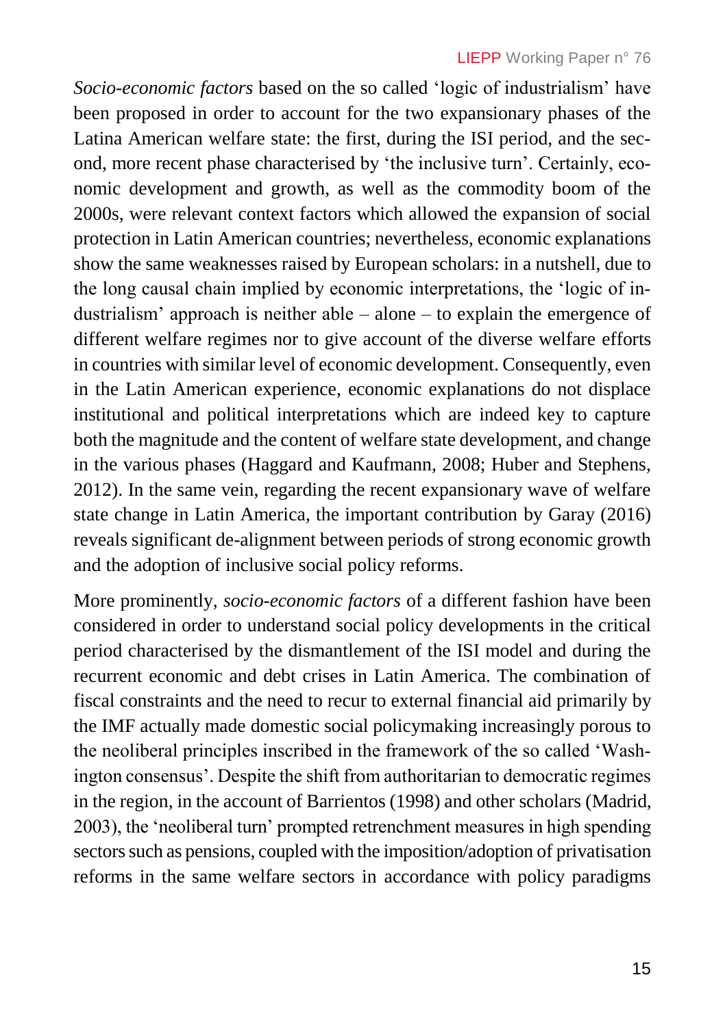*Socio-economic factors* based on the so called 'logic of industrialism' have been proposed in order to account for the two expansionary phases of the Latina American welfare state: the first, during the ISI period, and the second, more recent phase characterised by 'the inclusive turn'. Certainly, economic development and growth, as well as the commodity boom of the 2000s, were relevant context factors which allowed the expansion of social protection in Latin American countries; nevertheless, economic explanations show the same weaknesses raised by European scholars: in a nutshell, due to the long causal chain implied by economic interpretations, the 'logic of industrialism' approach is neither able – alone – to explain the emergence of different welfare regimes nor to give account of the diverse welfare efforts in countries with similar level of economic development. Consequently, even in the Latin American experience, economic explanations do not displace institutional and political interpretations which are indeed key to capture both the magnitude and the content of welfare state development, and change in the various phases (Haggard and Kaufmann, 2008; Huber and Stephens, 2012). In the same vein, regarding the recent expansionary wave of welfare state change in Latin America, the important contribution by Garay (2016) reveals significant de-alignment between periods of strong economic growth and the adoption of inclusive social policy reforms.

More prominently, *socio-economic factors* of a different fashion have been considered in order to understand social policy developments in the critical period characterised by the dismantlement of the ISI model and during the recurrent economic and debt crises in Latin America. The combination of fiscal constraints and the need to recur to external financial aid primarily by the IMF actually made domestic social policymaking increasingly porous to the neoliberal principles inscribed in the framework of the so called 'Washington consensus'. Despite the shift from authoritarian to democratic regimes in the region, in the account of Barrientos (1998) and other scholars (Madrid, 2003), the 'neoliberal turn' prompted retrenchment measures in high spending sectors such as pensions, coupled with the imposition/adoption of privatisation reforms in the same welfare sectors in accordance with policy paradigms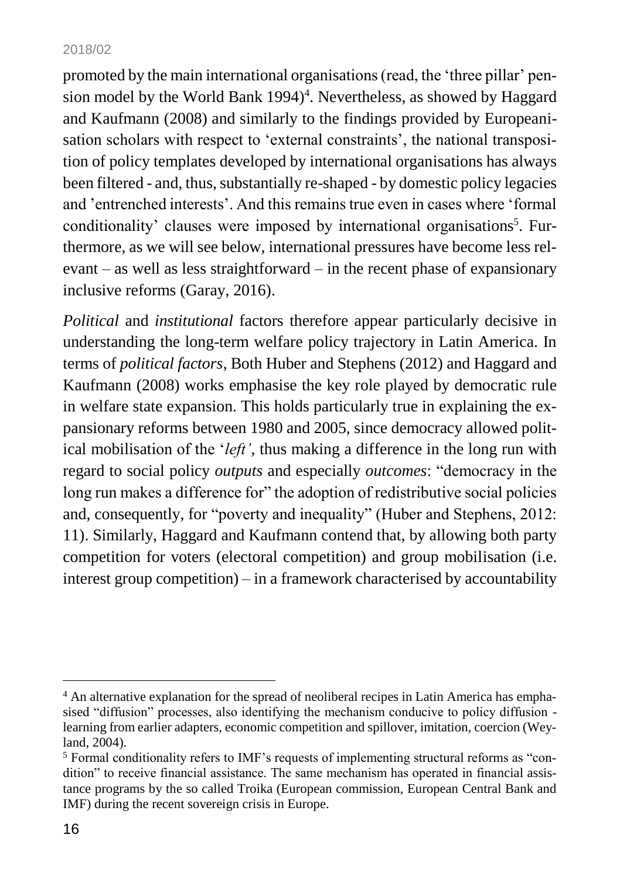promoted by the main international organisations (read, the 'three pillar' pension model by the World Bank 1994)[4]. Nevertheless, as showed by Haggard and Kaufmann (2008) and similarly to the findings provided by Europeanisation scholars with respect to 'external constraints', the national transposition of policy templates developed by international organisations has always been filtered - and, thus, substantially re-shaped - by domestic policy legacies and 'entrenched interests'. And this remains true even in cases where 'formal conditionality' clauses were imposed by international organisations[5]. Furthermore, as we will see below, international pressures have become less relevant – as well as less straightforward – in the recent phase of expansionary inclusive reforms (Garay, 2016).

*Political* and *institutional* factors therefore appear particularly decisive in understanding the long-term welfare policy trajectory in Latin America. In terms of *political factors*, Both Huber and Stephens (2012) and Haggard and Kaufmann (2008) works emphasise the key role played by democratic rule in welfare state expansion. This holds particularly true in explaining the expansionary reforms between 1980 and 2005, since democracy allowed political mobilisation of the '*left'*, thus making a difference in the long run with regard to social policy *outputs* and especially *outcomes*: "democracy in the long run makes a difference for" the adoption of redistributive social policies and, consequently, for "poverty and inequality" (Huber and Stephens, 2012: 11). Similarly, Haggard and Kaufmann contend that, by allowing both party competition for voters (electoral competition) and group mobilisation (i.e. interest group competition) – in a framework characterised by accountability

---

[4] An alternative explanation for the spread of neoliberal recipes in Latin America has emphasised "diffusion" processes, also identifying the mechanism conducive to policy diffusion - learning from earlier adapters, economic competition and spillover, imitation, coercion (Weyland, 2004).

[5] Formal conditionality refers to IMF's requests of implementing structural reforms as "condition" to receive financial assistance. The same mechanism has operated in financial assistance programs by the so called Troika (European commission, European Central Bank and IMF) during the recent sovereign crisis in Europe.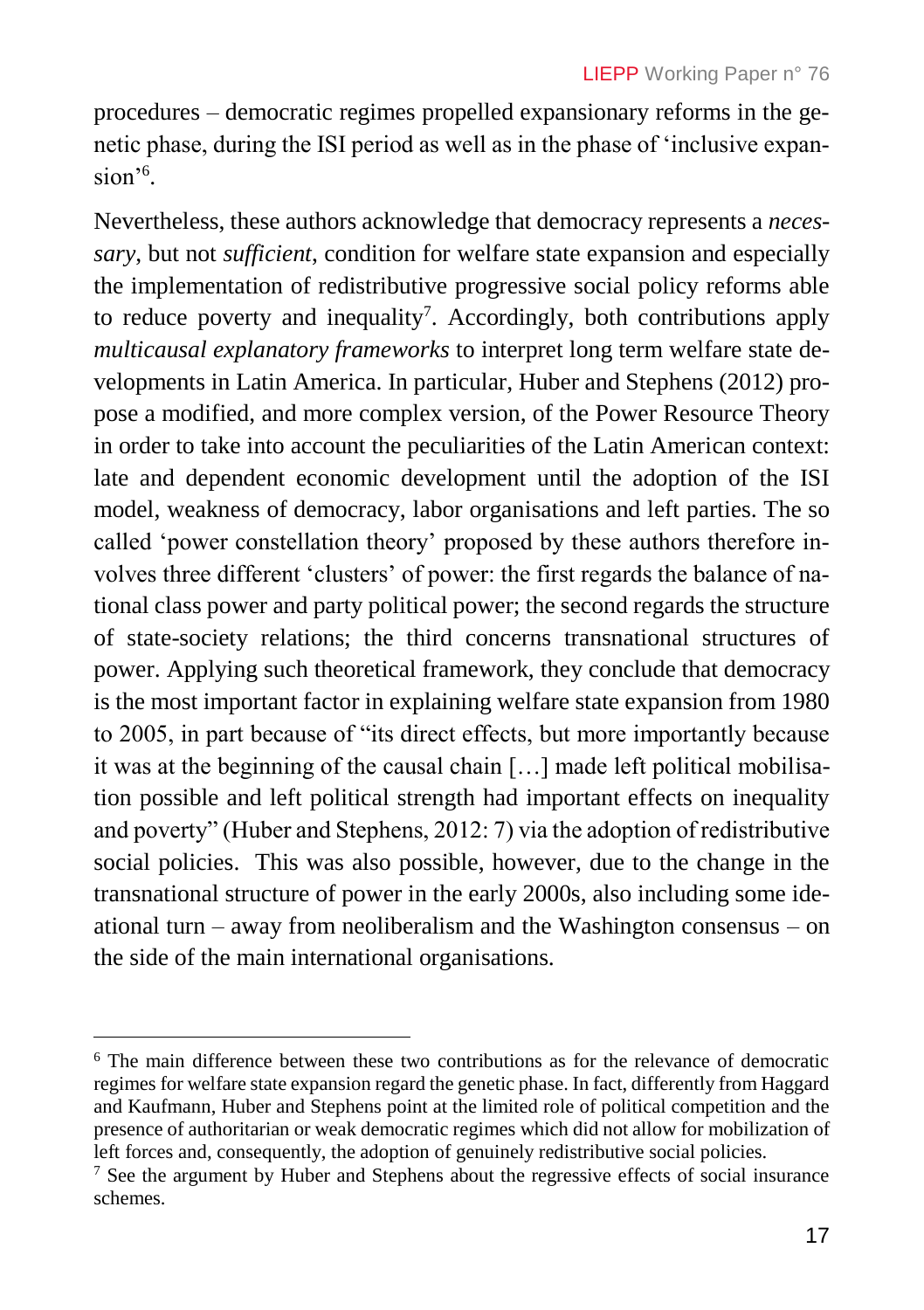procedures – democratic regimes propelled expansionary reforms in the genetic phase, during the ISI period as well as in the phase of 'inclusive expansion'[6].

Nevertheless, these authors acknowledge that democracy represents a *necessary*, but not *sufficient*, condition for welfare state expansion and especially the implementation of redistributive progressive social policy reforms able to reduce poverty and inequality[7]. Accordingly, both contributions apply *multicausal explanatory frameworks* to interpret long term welfare state developments in Latin America. In particular, Huber and Stephens (2012) propose a modified, and more complex version, of the Power Resource Theory in order to take into account the peculiarities of the Latin American context: late and dependent economic development until the adoption of the ISI model, weakness of democracy, labor organisations and left parties. The so called 'power constellation theory' proposed by these authors therefore involves three different 'clusters' of power: the first regards the balance of national class power and party political power; the second regards the structure of state-society relations; the third concerns transnational structures of power. Applying such theoretical framework, they conclude that democracy is the most important factor in explaining welfare state expansion from 1980 to 2005, in part because of "its direct effects, but more importantly because it was at the beginning of the causal chain […] made left political mobilisation possible and left political strength had important effects on inequality and poverty" (Huber and Stephens, 2012: 7) via the adoption of redistributive social policies. This was also possible, however, due to the change in the transnational structure of power in the early 2000s, also including some ideational turn – away from neoliberalism and the Washington consensus – on the side of the main international organisations.

---

[6] The main difference between these two contributions as for the relevance of democratic regimes for welfare state expansion regard the genetic phase. In fact, differently from Haggard and Kaufmann, Huber and Stephens point at the limited role of political competition and the presence of authoritarian or weak democratic regimes which did not allow for mobilization of left forces and, consequently, the adoption of genuinely redistributive social policies.

[7] See the argument by Huber and Stephens about the regressive effects of social insurance schemes.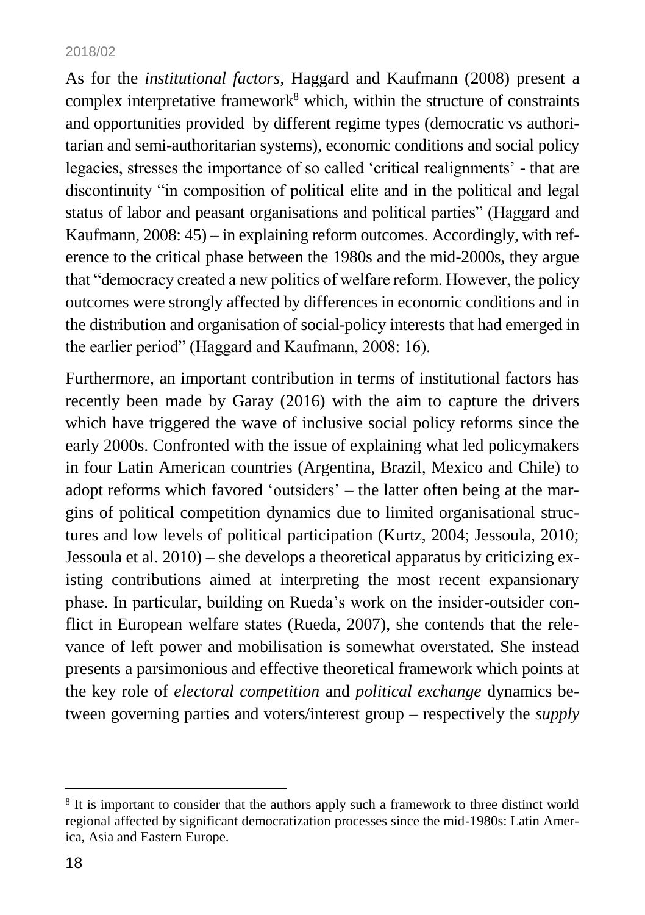As for the *institutional factors*, Haggard and Kaufmann (2008) present a complex interpretative framework[8] which, within the structure of constraints and opportunities provided by different regime types (democratic vs authoritarian and semi-authoritarian systems), economic conditions and social policy legacies, stresses the importance of so called 'critical realignments' - that are discontinuity "in composition of political elite and in the political and legal status of labor and peasant organisations and political parties" (Haggard and Kaufmann, 2008: 45) – in explaining reform outcomes. Accordingly, with reference to the critical phase between the 1980s and the mid-2000s, they argue that "democracy created a new politics of welfare reform. However, the policy outcomes were strongly affected by differences in economic conditions and in the distribution and organisation of social-policy interests that had emerged in the earlier period" (Haggard and Kaufmann, 2008: 16).

Furthermore, an important contribution in terms of institutional factors has recently been made by Garay (2016) with the aim to capture the drivers which have triggered the wave of inclusive social policy reforms since the early 2000s. Confronted with the issue of explaining what led policymakers in four Latin American countries (Argentina, Brazil, Mexico and Chile) to adopt reforms which favored 'outsiders' – the latter often being at the margins of political competition dynamics due to limited organisational structures and low levels of political participation (Kurtz, 2004; Jessoula, 2010; Jessoula et al. 2010) – she develops a theoretical apparatus by criticizing existing contributions aimed at interpreting the most recent expansionary phase. In particular, building on Rueda's work on the insider-outsider conflict in European welfare states (Rueda, 2007), she contends that the relevance of left power and mobilisation is somewhat overstated. She instead presents a parsimonious and effective theoretical framework which points at the key role of *electoral competition* and *political exchange* dynamics between governing parties and voters/interest group – respectively the *supply*

[8] It is important to consider that the authors apply such a framework to three distinct world regional affected by significant democratization processes since the mid-1980s: Latin America, Asia and Eastern Europe.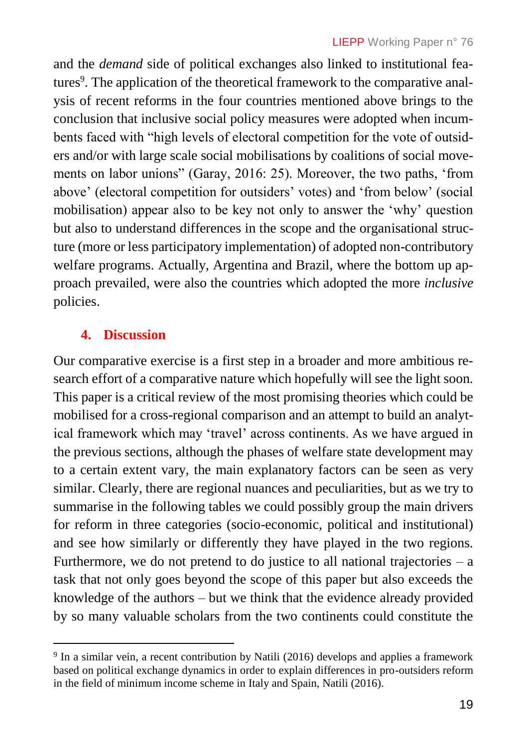and the *demand* side of political exchanges also linked to institutional features[9]. The application of the theoretical framework to the comparative analysis of recent reforms in the four countries mentioned above brings to the conclusion that inclusive social policy measures were adopted when incumbents faced with "high levels of electoral competition for the vote of outsiders and/or with large scale social mobilisations by coalitions of social movements on labor unions" (Garay, 2016: 25). Moreover, the two paths, 'from above' (electoral competition for outsiders' votes) and 'from below' (social mobilisation) appear also to be key not only to answer the 'why' question but also to understand differences in the scope and the organisational structure (more or less participatory implementation) of adopted non-contributory welfare programs. Actually, Argentina and Brazil, where the bottom up approach prevailed, were also the countries which adopted the more *inclusive* policies.

## 4. Discussion

Our comparative exercise is a first step in a broader and more ambitious research effort of a comparative nature which hopefully will see the light soon. This paper is a critical review of the most promising theories which could be mobilised for a cross-regional comparison and an attempt to build an analytical framework which may 'travel' across continents. As we have argued in the previous sections, although the phases of welfare state development may to a certain extent vary, the main explanatory factors can be seen as very similar. Clearly, there are regional nuances and peculiarities, but as we try to summarise in the following tables we could possibly group the main drivers for reform in three categories (socio-economic, political and institutional) and see how similarly or differently they have played in the two regions. Furthermore, we do not pretend to do justice to all national trajectories – a task that not only goes beyond the scope of this paper but also exceeds the knowledge of the authors – but we think that the evidence already provided by so many valuable scholars from the two continents could constitute the

---

[9] In a similar vein, a recent contribution by Natili (2016) develops and applies a framework based on political exchange dynamics in order to explain differences in pro-outsiders reform in the field of minimum income scheme in Italy and Spain, Natili (2016).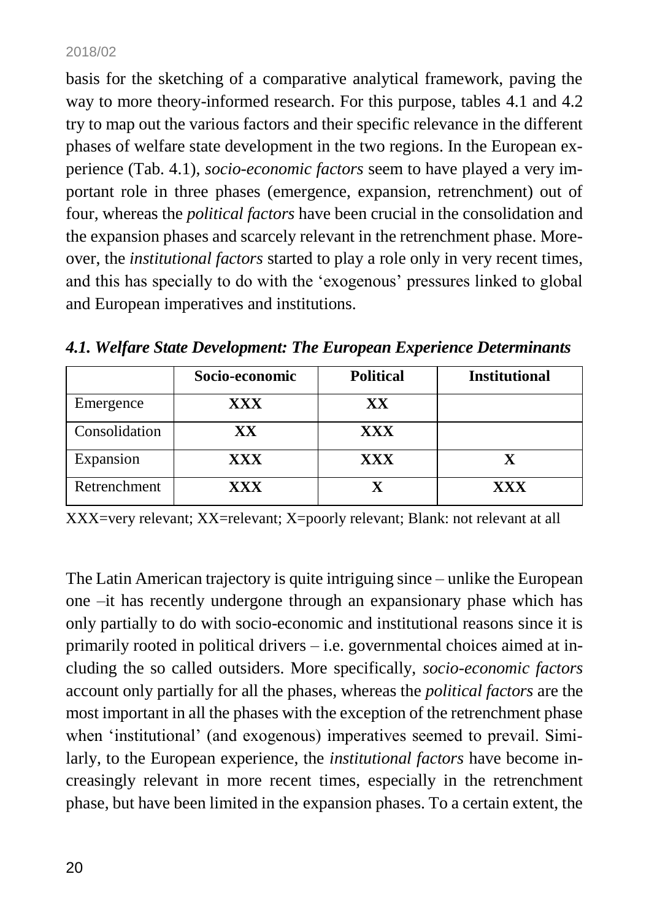basis for the sketching of a comparative analytical framework, paving the way to more theory-informed research. For this purpose, tables 4.1 and 4.2 try to map out the various factors and their specific relevance in the different phases of welfare state development in the two regions. In the European experience (Tab. 4.1), *socio-economic factors* seem to have played a very important role in three phases (emergence, expansion, retrenchment) out of four, whereas the *political factors* have been crucial in the consolidation and the expansion phases and scarcely relevant in the retrenchment phase. Moreover, the *institutional factors* started to play a role only in very recent times, and this has specially to do with the 'exogenous' pressures linked to global and European imperatives and institutions.

***4.1. Welfare State Development: The European Experience Determinants***

| | **Socio-economic** | **Political** | **Institutional** |
|---|---|---|---|
| Emergence | **XXX** | **XX** | |
| Consolidation | **XX** | **XXX** | |
| Expansion | **XXX** | **XXX** | **X** |
| Retrenchment | **XXX** | **X** | **XXX** |

XXX=very relevant; XX=relevant; X=poorly relevant; Blank: not relevant at all

The Latin American trajectory is quite intriguing since – unlike the European one –it has recently undergone through an expansionary phase which has only partially to do with socio-economic and institutional reasons since it is primarily rooted in political drivers – i.e. governmental choices aimed at including the so called outsiders. More specifically, *socio-economic factors* account only partially for all the phases, whereas the *political factors* are the most important in all the phases with the exception of the retrenchment phase when 'institutional' (and exogenous) imperatives seemed to prevail. Similarly, to the European experience, the *institutional factors* have become increasingly relevant in more recent times, especially in the retrenchment phase, but have been limited in the expansion phases. To a certain extent, the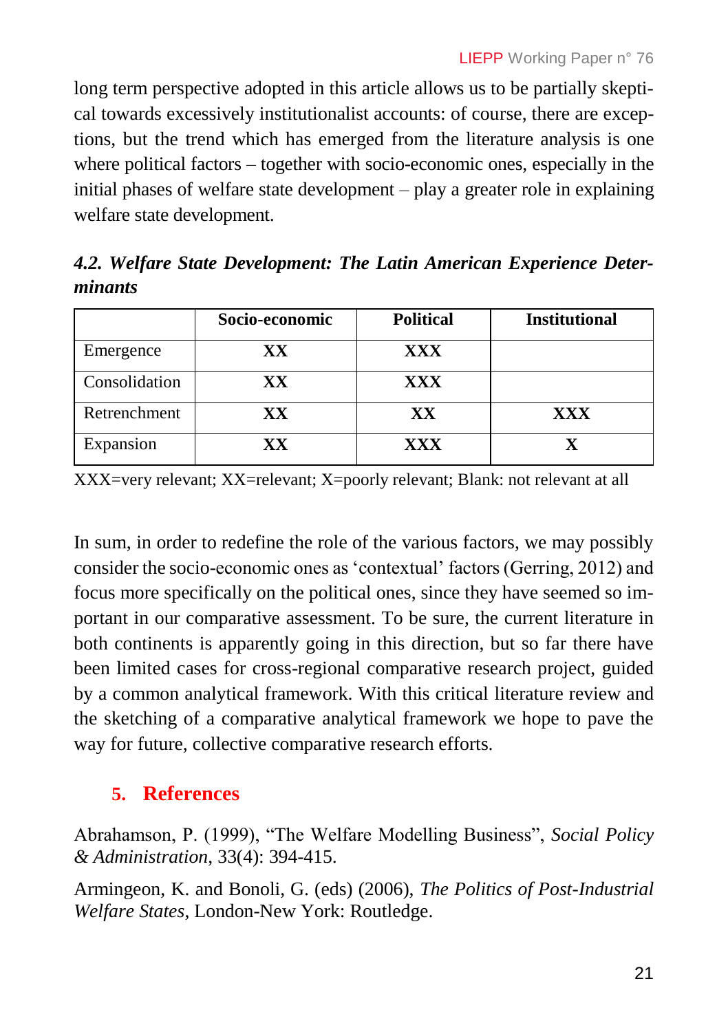long term perspective adopted in this article allows us to be partially skeptical towards excessively institutionalist accounts: of course, there are exceptions, but the trend which has emerged from the literature analysis is one where political factors – together with socio-economic ones, especially in the initial phases of welfare state development – play a greater role in explaining welfare state development.

### *4.2. Welfare State Development: The Latin American Experience Determinants*

| | Socio-economic | Political | Institutional |
|---|---|---|---|
| Emergence | **XX** | **XXX** | |
| Consolidation | **XX** | **XXX** | |
| Retrenchment | **XX** | **XX** | **XXX** |
| Expansion | **XX** | **XXX** | **X** |

XXX=very relevant; XX=relevant; X=poorly relevant; Blank: not relevant at all

In sum, in order to redefine the role of the various factors, we may possibly consider the socio-economic ones as 'contextual' factors (Gerring, 2012) and focus more specifically on the political ones, since they have seemed so important in our comparative assessment. To be sure, the current literature in both continents is apparently going in this direction, but so far there have been limited cases for cross-regional comparative research project, guided by a common analytical framework. With this critical literature review and the sketching of a comparative analytical framework we hope to pave the way for future, collective comparative research efforts.

## 5. References

Abrahamson, P. (1999), "The Welfare Modelling Business", *Social Policy & Administration*, 33(4): 394-415.

Armingeon, K. and Bonoli, G. (eds) (2006), *The Politics of Post-Industrial Welfare States*, London-New York: Routledge.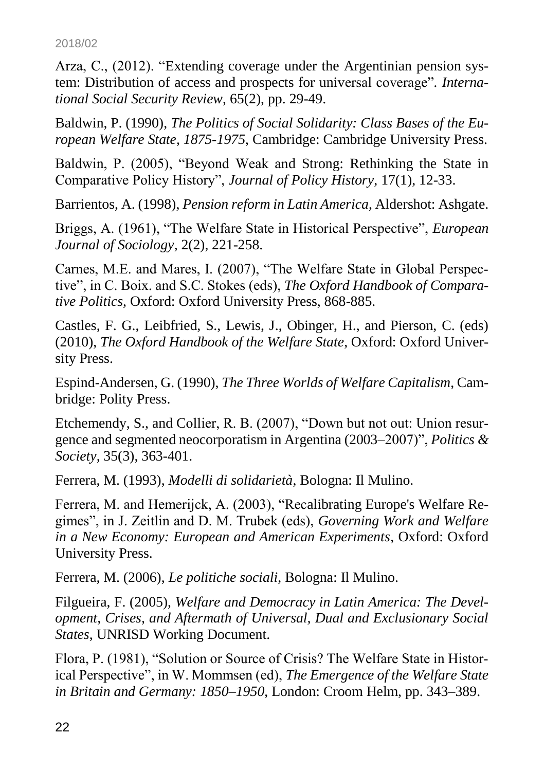Arza, C., (2012). "Extending coverage under the Argentinian pension system: Distribution of access and prospects for universal coverage". *International Social Security Review*, 65(2), pp. 29-49.

Baldwin, P. (1990), *The Politics of Social Solidarity: Class Bases of the European Welfare State, 1875-1975*, Cambridge: Cambridge University Press.

Baldwin, P. (2005), "Beyond Weak and Strong: Rethinking the State in Comparative Policy History", *Journal of Policy History*, 17(1), 12-33.

Barrientos, A. (1998), *Pension reform in Latin America*, Aldershot: Ashgate.

Briggs, A. (1961), "The Welfare State in Historical Perspective", *European Journal of Sociology*, 2(2), 221-258.

Carnes, M.E. and Mares, I. (2007), "The Welfare State in Global Perspective", in C. Boix. and S.C. Stokes (eds), *The Oxford Handbook of Comparative Politics*, Oxford: Oxford University Press, 868-885.

Castles, F. G., Leibfried, S., Lewis, J., Obinger, H., and Pierson, C. (eds) (2010), *The Oxford Handbook of the Welfare State*, Oxford: Oxford University Press.

Espind-Andersen, G. (1990), *The Three Worlds of Welfare Capitalism*, Cambridge: Polity Press.

Etchemendy, S., and Collier, R. B. (2007), "Down but not out: Union resurgence and segmented neocorporatism in Argentina (2003–2007)", *Politics & Society*, 35(3), 363-401.

Ferrera, M. (1993), *Modelli di solidarietà*, Bologna: Il Mulino.

Ferrera, M. and Hemerijck, A. (2003), "Recalibrating Europe's Welfare Regimes", in J. Zeitlin and D. M. Trubek (eds), *Governing Work and Welfare in a New Economy: European and American Experiments*, Oxford: Oxford University Press.

Ferrera, M. (2006), *Le politiche sociali*, Bologna: Il Mulino.

Filgueira, F. (2005), *Welfare and Democracy in Latin America: The Development, Crises, and Aftermath of Universal, Dual and Exclusionary Social States*, UNRISD Working Document.

Flora, P. (1981), "Solution or Source of Crisis? The Welfare State in Historical Perspective", in W. Mommsen (ed), *The Emergence of the Welfare State in Britain and Germany: 1850–1950*, London: Croom Helm, pp. 343–389.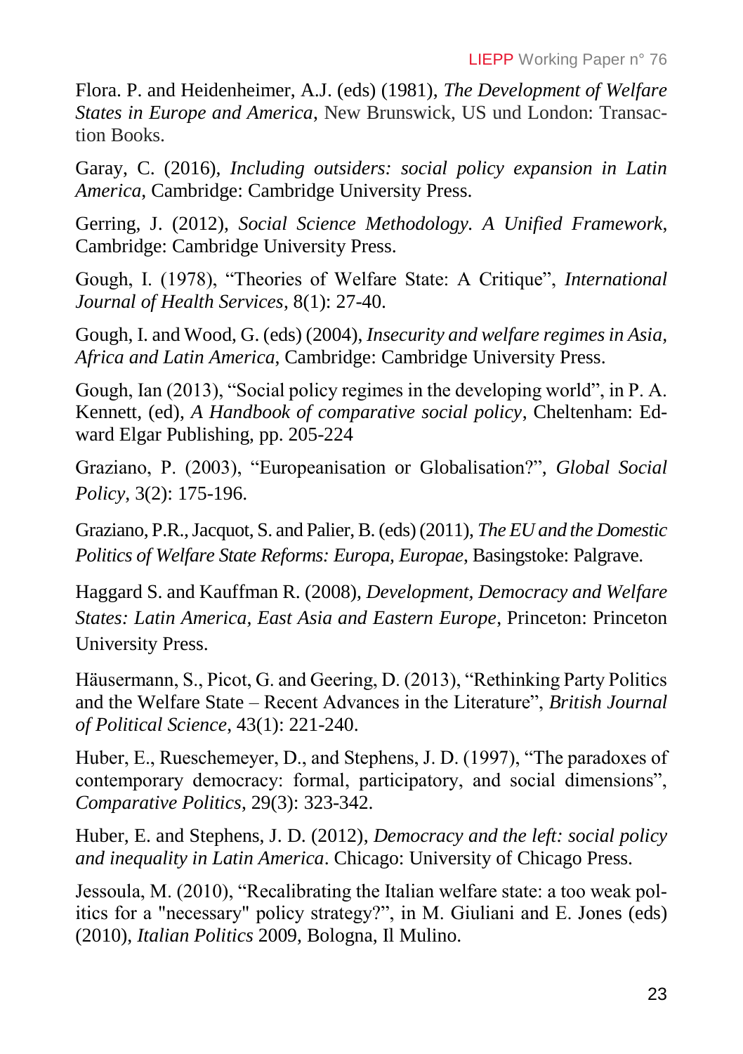Flora. P. and Heidenheimer, A.J. (eds) (1981), *The Development of Welfare States in Europe and America*, New Brunswick, US und London: Transaction Books.

Garay, C. (2016), *Including outsiders: social policy expansion in Latin America*, Cambridge: Cambridge University Press.

Gerring, J. (2012), *Social Science Methodology. A Unified Framework*, Cambridge: Cambridge University Press.

Gough, I. (1978), "Theories of Welfare State: A Critique", *International Journal of Health Services*, 8(1): 27-40.

Gough, I. and Wood, G. (eds) (2004), *Insecurity and welfare regimes in Asia, Africa and Latin America*, Cambridge: Cambridge University Press.

Gough, Ian (2013), "Social policy regimes in the developing world", in P. A. Kennett, (ed), *A Handbook of comparative social policy*, Cheltenham: Edward Elgar Publishing, pp. 205-224

Graziano, P. (2003), "Europeanisation or Globalisation?", *Global Social Policy*, 3(2): 175-196.

Graziano, P.R., Jacquot, S. and Palier, B. (eds) (2011), *The EU and the Domestic Politics of Welfare State Reforms: Europa, Europae*, Basingstoke: Palgrave.

Haggard S. and Kauffman R. (2008), *Development, Democracy and Welfare States: Latin America, East Asia and Eastern Europe*, Princeton: Princeton University Press.

Häusermann, S., Picot, G. and Geering, D. (2013), "Rethinking Party Politics and the Welfare State – Recent Advances in the Literature", *British Journal of Political Science*, 43(1): 221-240.

Huber, E., Rueschemeyer, D., and Stephens, J. D. (1997), "The paradoxes of contemporary democracy: formal, participatory, and social dimensions", *Comparative Politics*, 29(3): 323-342.

Huber, E. and Stephens, J. D. (2012), *Democracy and the left: social policy and inequality in Latin America*. Chicago: University of Chicago Press.

Jessoula, M. (2010), "Recalibrating the Italian welfare state: a too weak politics for a "necessary" policy strategy?", in M. Giuliani and E. Jones (eds) (2010), *Italian Politics* 2009, Bologna, Il Mulino.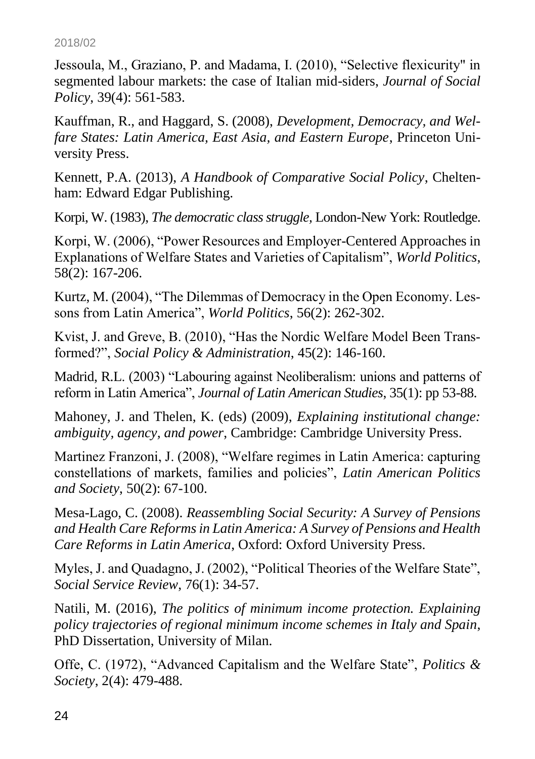Jessoula, M., Graziano, P. and Madama, I. (2010), "Selective flexicurity" in segmented labour markets: the case of Italian mid-siders, *Journal of Social Policy*, 39(4): 561-583.

Kauffman, R., and Haggard, S. (2008), *Development, Democracy, and Welfare States: Latin America, East Asia, and Eastern Europe*, Princeton University Press.

Kennett, P.A. (2013), *A Handbook of Comparative Social Policy*, Cheltenham: Edward Edgar Publishing.

Korpi, W. (1983), *The democratic class struggle,* London-New York: Routledge.

Korpi, W. (2006), "Power Resources and Employer-Centered Approaches in Explanations of Welfare States and Varieties of Capitalism", *World Politics*, 58(2): 167-206.

Kurtz, M. (2004), "The Dilemmas of Democracy in the Open Economy. Lessons from Latin America", *World Politics*, 56(2): 262-302.

Kvist, J. and Greve, B. (2010), "Has the Nordic Welfare Model Been Transformed?", *Social Policy & Administration*, 45(2): 146-160.

Madrid, R.L. (2003) "Labouring against Neoliberalism: unions and patterns of reform in Latin America", *Journal of Latin American Studies*, 35(1): pp 53-88.

Mahoney, J. and Thelen, K. (eds) (2009), *Explaining institutional change: ambiguity, agency, and power*, Cambridge: Cambridge University Press.

Martinez Franzoni, J. (2008), "Welfare regimes in Latin America: capturing constellations of markets, families and policies", *Latin American Politics and Society*, 50(2): 67-100.

Mesa-Lago, C. (2008). *Reassembling Social Security: A Survey of Pensions and Health Care Reforms in Latin America: A Survey of Pensions and Health Care Reforms in Latin America*, Oxford: Oxford University Press.

Myles, J. and Quadagno, J. (2002), "Political Theories of the Welfare State", *Social Service Review*, 76(1): 34-57.

Natili, M. (2016), *The politics of minimum income protection. Explaining policy trajectories of regional minimum income schemes in Italy and Spain*, PhD Dissertation, University of Milan.

Offe, C. (1972), "Advanced Capitalism and the Welfare State", *Politics & Society*, 2(4): 479-488.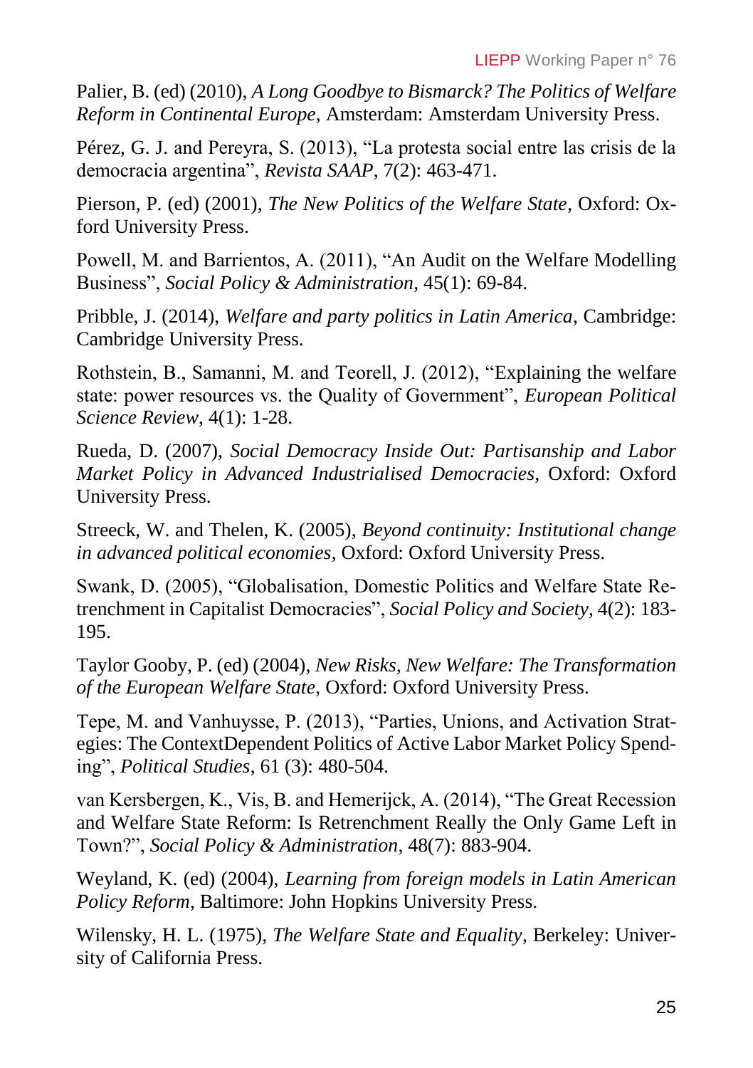Palier, B. (ed) (2010), *A Long Goodbye to Bismarck? The Politics of Welfare Reform in Continental Europe*, Amsterdam: Amsterdam University Press.

Pérez, G. J. and Pereyra, S. (2013), "La protesta social entre las crisis de la democracia argentina", *Revista SAAP*, 7(2): 463-471.

Pierson, P. (ed) (2001), *The New Politics of the Welfare State*, Oxford: Oxford University Press.

Powell, M. and Barrientos, A. (2011), "An Audit on the Welfare Modelling Business", *Social Policy & Administration*, 45(1): 69-84.

Pribble, J. (2014), *Welfare and party politics in Latin America*, Cambridge: Cambridge University Press.

Rothstein, B., Samanni, M. and Teorell, J. (2012), "Explaining the welfare state: power resources vs. the Quality of Government", *European Political Science Review*, 4(1): 1-28.

Rueda, D. (2007), *Social Democracy Inside Out: Partisanship and Labor Market Policy in Advanced Industrialised Democracies*, Oxford: Oxford University Press.

Streeck, W. and Thelen, K. (2005), *Beyond continuity: Institutional change in advanced political economies*, Oxford: Oxford University Press.

Swank, D. (2005), "Globalisation, Domestic Politics and Welfare State Retrenchment in Capitalist Democracies", *Social Policy and Society*, 4(2): 183-195.

Taylor Gooby, P. (ed) (2004), *New Risks, New Welfare: The Transformation of the European Welfare State*, Oxford: Oxford University Press.

Tepe, M. and Vanhuysse, P. (2013), "Parties, Unions, and Activation Strategies: The ContextDependent Politics of Active Labor Market Policy Spending", *Political Studies*, 61 (3): 480-504.

van Kersbergen, K., Vis, B. and Hemerijck, A. (2014), "The Great Recession and Welfare State Reform: Is Retrenchment Really the Only Game Left in Town?", *Social Policy & Administration*, 48(7): 883-904.

Weyland, K. (ed) (2004), *Learning from foreign models in Latin American Policy Reform*, Baltimore: John Hopkins University Press.

Wilensky, H. L. (1975), *The Welfare State and Equality*, Berkeley: University of California Press.